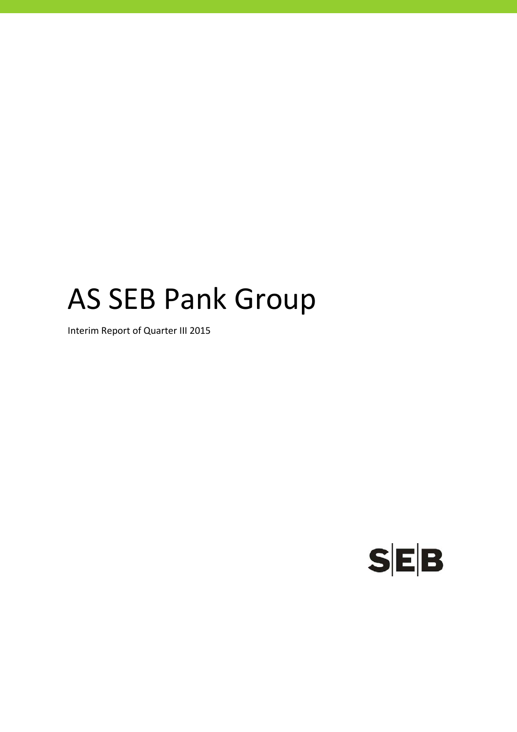# AS SEB Pank Group

Interim Report of Quarter III 2015

SEB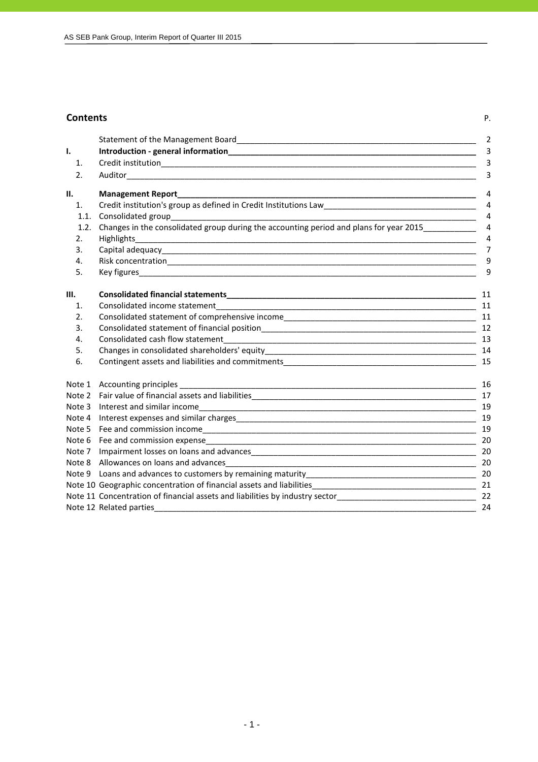## Contents

| | | P. |
|---|---|---|
| | Statement of the Management Board | 2 |
| **I.** | **Introduction - general information** | 3 |
| 1. | Credit institution | 3 |
| 2. | Auditor | 3 |
| **II.** | **Management Report** | 4 |
| 1. | Credit institution's group as defined in Credit Institutions Law | 4 |
| 1.1. | Consolidated group | 4 |
| 1.2. | Changes in the consolidated group during the accounting period and plans for year 2015 | 4 |
| 2. | Highlights | 4 |
| 3. | Capital adequacy | 7 |
| 4. | Risk concentration | 9 |
| 5. | Key figures | 9 |
| **III.** | **Consolidated financial statements** | 11 |
| 1. | Consolidated income statement | 11 |
| 2. | Consolidated statement of comprehensive income | 11 |
| 3. | Consolidated statement of financial position | 12 |
| 4. | Consolidated cash flow statement | 13 |
| 5. | Changes in consolidated shareholders' equity | 14 |
| 6. | Contingent assets and liabilities and commitments | 15 |
| Note 1 | Accounting principles | 16 |
| Note 2 | Fair value of financial assets and liabilities | 17 |
| Note 3 | Interest and similar income | 19 |
| Note 4 | Interest expenses and similar charges | 19 |
| Note 5 | Fee and commission income | 19 |
| Note 6 | Fee and commission expense | 20 |
| Note 7 | Impairment losses on loans and advances | 20 |
| Note 8 | Allowances on loans and advances | 20 |
| Note 9 | Loans and advances to customers by remaining maturity | 20 |
| Note 10 | Geographic concentration of financial assets and liabilities | 21 |
| Note 11 | Concentration of financial assets and liabilities by industry sector | 22 |
| Note 12 | Related parties | 24 |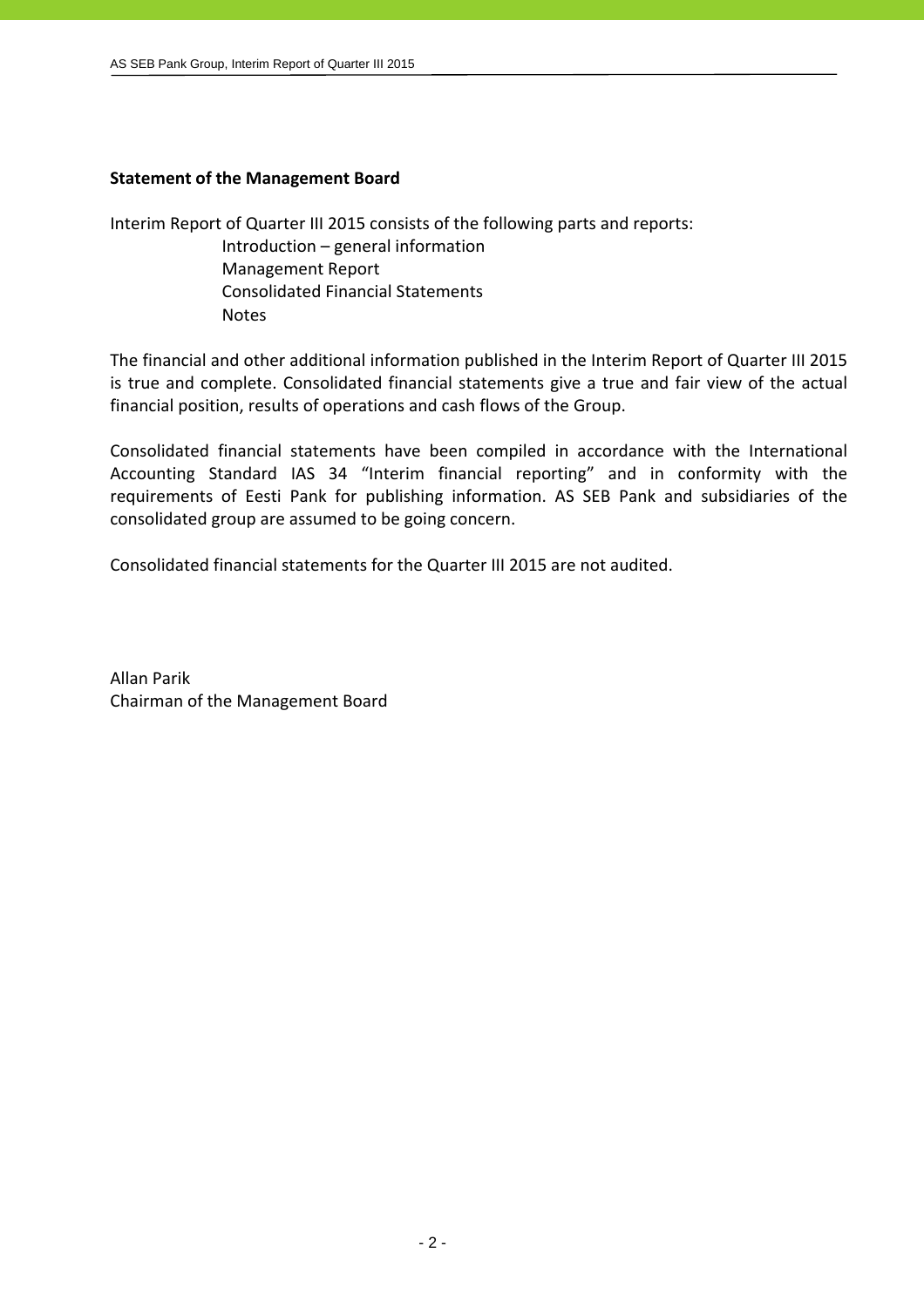## Statement of the Management Board

Interim Report of Quarter III 2015 consists of the following parts and reports:

- Introduction – general information
- Management Report
- Consolidated Financial Statements
- Notes

The financial and other additional information published in the Interim Report of Quarter III 2015 is true and complete. Consolidated financial statements give a true and fair view of the actual financial position, results of operations and cash flows of the Group.

Consolidated financial statements have been compiled in accordance with the International Accounting Standard IAS 34 "Interim financial reporting" and in conformity with the requirements of Eesti Pank for publishing information. AS SEB Pank and subsidiaries of the consolidated group are assumed to be going concern.

Consolidated financial statements for the Quarter III 2015 are not audited.

Allan Parik  
Chairman of the Management Board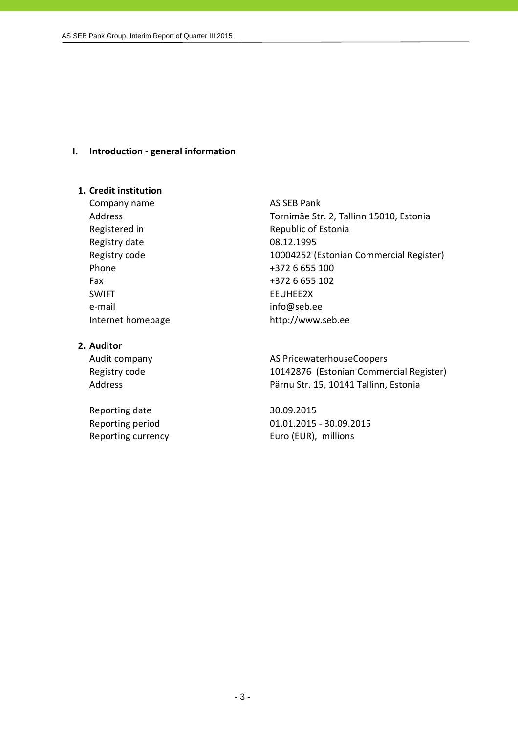# I. Introduction - general information

## 1. Credit institution

| | |
|---|---|
| Company name | AS SEB Pank |
| Address | Tornimäe Str. 2, Tallinn 15010, Estonia |
| Registered in | Republic of Estonia |
| Registry date | 08.12.1995 |
| Registry code | 10004252 (Estonian Commercial Register) |
| Phone | +372 6 655 100 |
| Fax | +372 6 655 102 |
| SWIFT | EEUHEE2X |
| e-mail | info@seb.ee |
| Internet homepage | http://www.seb.ee |

## 2. Auditor

| | |
|---|---|
| Audit company | AS PricewaterhouseCoopers |
| Registry code | 10142876 (Estonian Commercial Register) |
| Address | Pärnu Str. 15, 10141 Tallinn, Estonia |

| | |
|---|---|
| Reporting date | 30.09.2015 |
| Reporting period | 01.01.2015 - 30.09.2015 |
| Reporting currency | Euro (EUR), millions |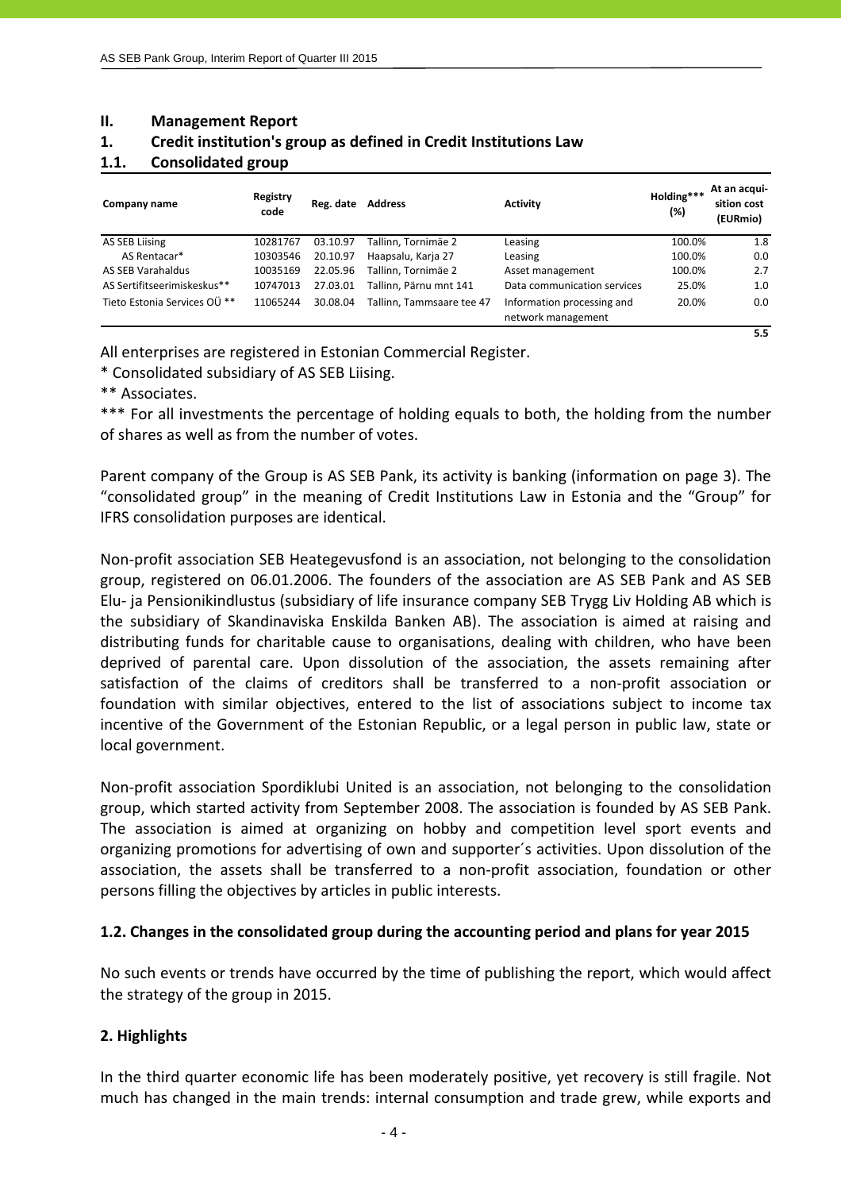## II. Management Report

### 1. Credit institution's group as defined in Credit Institutions Law

### 1.1. Consolidated group

| Company name | Registry code | Reg. date | Address | Activity | Holding*** (%) | At an acquisition cost (EURmio) |
|---|---|---|---|---|---|---|
| AS SEB Liising | 10281767 | 03.10.97 | Tallinn, Tornimäe 2 | Leasing | 100.0% | 1.8 |
| AS Rentacar* | 10303546 | 20.10.97 | Haapsalu, Karja 27 | Leasing | 100.0% | 0.0 |
| AS SEB Varahaldus | 10035169 | 22.05.96 | Tallinn, Tornimäe 2 | Asset management | 100.0% | 2.7 |
| AS Sertifitseerimiskeskus** | 10747013 | 27.03.01 | Tallinn, Pärnu mnt 141 | Data communication services | 25.0% | 1.0 |
| Tieto Estonia Services OÜ ** | 11065244 | 30.08.04 | Tallinn, Tammsaare tee 47 | Information processing and network management | 20.0% | 0.0 |
| | | | | | | 5.5 |

All enterprises are registered in Estonian Commercial Register.

* Consolidated subsidiary of AS SEB Liising.

** Associates.

*** For all investments the percentage of holding equals to both, the holding from the number of shares as well as from the number of votes.

Parent company of the Group is AS SEB Pank, its activity is banking (information on page 3). The "consolidated group" in the meaning of Credit Institutions Law in Estonia and the "Group" for IFRS consolidation purposes are identical.

Non-profit association SEB Heategevusfond is an association, not belonging to the consolidation group, registered on 06.01.2006. The founders of the association are AS SEB Pank and AS SEB Elu- ja Pensionikindlustus (subsidiary of life insurance company SEB Trygg Liv Holding AB which is the subsidiary of Skandinaviska Enskilda Banken AB). The association is aimed at raising and distributing funds for charitable cause to organisations, dealing with children, who have been deprived of parental care. Upon dissolution of the association, the assets remaining after satisfaction of the claims of creditors shall be transferred to a non-profit association or foundation with similar objectives, entered to the list of associations subject to income tax incentive of the Government of the Estonian Republic, or a legal person in public law, state or local government.

Non-profit association Spordiklubi United is an association, not belonging to the consolidation group, which started activity from September 2008. The association is founded by AS SEB Pank. The association is aimed at organizing on hobby and competition level sport events and organizing promotions for advertising of own and supporter´s activities. Upon dissolution of the association, the assets shall be transferred to a non-profit association, foundation or other persons filling the objectives by articles in public interests.

### 1.2. Changes in the consolidated group during the accounting period and plans for year 2015

No such events or trends have occurred by the time of publishing the report, which would affect the strategy of the group in 2015.

### 2. Highlights

In the third quarter economic life has been moderately positive, yet recovery is still fragile. Not much has changed in the main trends: internal consumption and trade grew, while exports and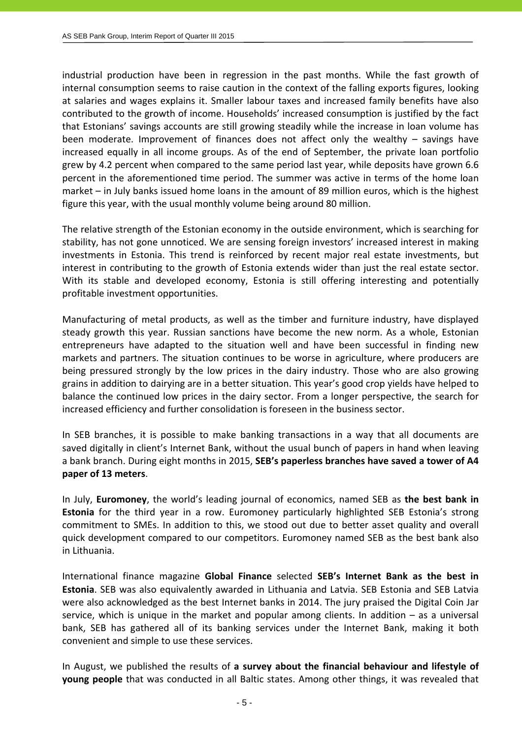industrial production have been in regression in the past months. While the fast growth of internal consumption seems to raise caution in the context of the falling exports figures, looking at salaries and wages explains it. Smaller labour taxes and increased family benefits have also contributed to the growth of income. Households' increased consumption is justified by the fact that Estonians' savings accounts are still growing steadily while the increase in loan volume has been moderate. Improvement of finances does not affect only the wealthy – savings have increased equally in all income groups. As of the end of September, the private loan portfolio grew by 4.2 percent when compared to the same period last year, while deposits have grown 6.6 percent in the aforementioned time period. The summer was active in terms of the home loan market – in July banks issued home loans in the amount of 89 million euros, which is the highest figure this year, with the usual monthly volume being around 80 million.

The relative strength of the Estonian economy in the outside environment, which is searching for stability, has not gone unnoticed. We are sensing foreign investors' increased interest in making investments in Estonia. This trend is reinforced by recent major real estate investments, but interest in contributing to the growth of Estonia extends wider than just the real estate sector. With its stable and developed economy, Estonia is still offering interesting and potentially profitable investment opportunities.

Manufacturing of metal products, as well as the timber and furniture industry, have displayed steady growth this year. Russian sanctions have become the new norm. As a whole, Estonian entrepreneurs have adapted to the situation well and have been successful in finding new markets and partners. The situation continues to be worse in agriculture, where producers are being pressured strongly by the low prices in the dairy industry. Those who are also growing grains in addition to dairying are in a better situation. This year's good crop yields have helped to balance the continued low prices in the dairy sector. From a longer perspective, the search for increased efficiency and further consolidation is foreseen in the business sector.

In SEB branches, it is possible to make banking transactions in a way that all documents are saved digitally in client's Internet Bank, without the usual bunch of papers in hand when leaving a bank branch. During eight months in 2015, **SEB's paperless branches have saved a tower of A4 paper of 13 meters**.

In July, **Euromoney**, the world's leading journal of economics, named SEB as **the best bank in Estonia** for the third year in a row. Euromoney particularly highlighted SEB Estonia's strong commitment to SMEs. In addition to this, we stood out due to better asset quality and overall quick development compared to our competitors. Euromoney named SEB as the best bank also in Lithuania.

International finance magazine **Global Finance** selected **SEB's Internet Bank as the best in Estonia**. SEB was also equivalently awarded in Lithuania and Latvia. SEB Estonia and SEB Latvia were also acknowledged as the best Internet banks in 2014. The jury praised the Digital Coin Jar service, which is unique in the market and popular among clients. In addition – as a universal bank, SEB has gathered all of its banking services under the Internet Bank, making it both convenient and simple to use these services.

In August, we published the results of **a survey about the financial behaviour and lifestyle of young people** that was conducted in all Baltic states. Among other things, it was revealed that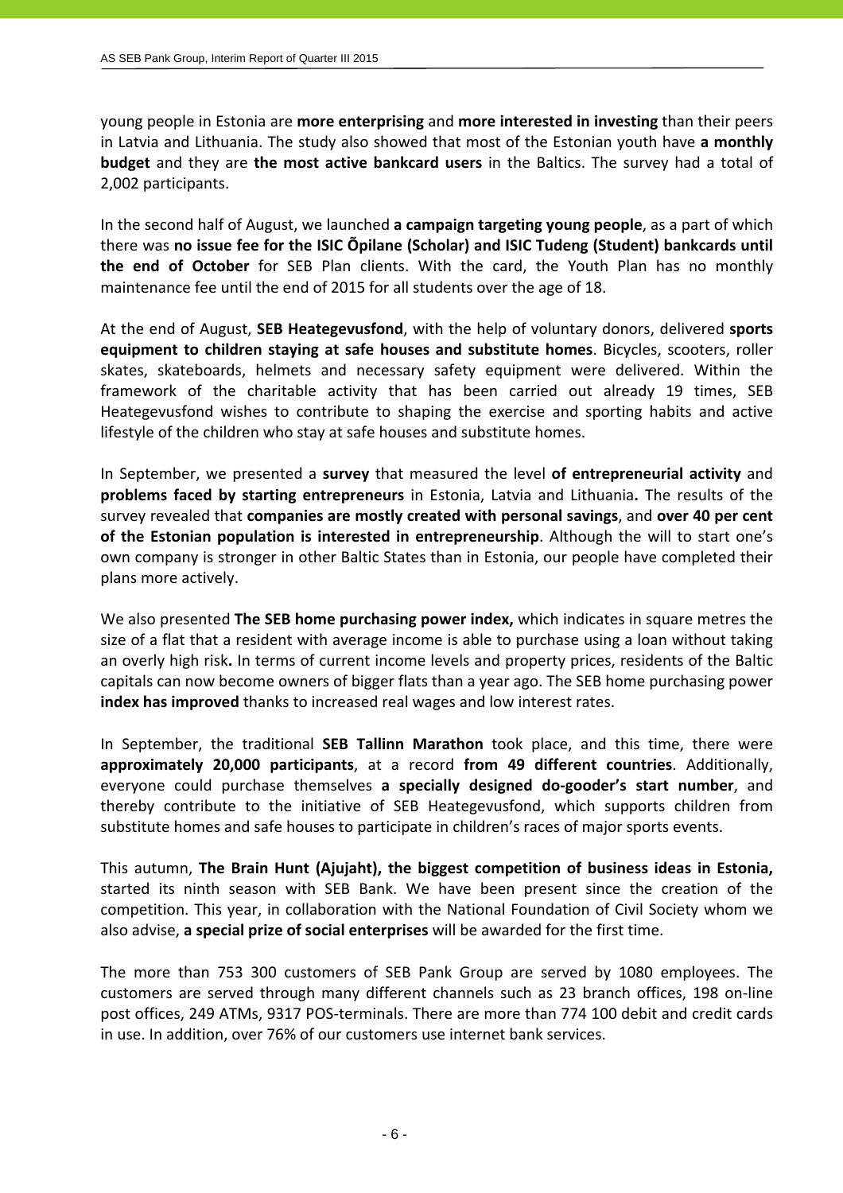young people in Estonia are **more enterprising** and **more interested in investing** than their peers in Latvia and Lithuania. The study also showed that most of the Estonian youth have **a monthly budget** and they are **the most active bankcard users** in the Baltics. The survey had a total of 2,002 participants.

In the second half of August, we launched **a campaign targeting young people**, as a part of which there was **no issue fee for the ISIC Õpilane (Scholar) and ISIC Tudeng (Student) bankcards until the end of October** for SEB Plan clients. With the card, the Youth Plan has no monthly maintenance fee until the end of 2015 for all students over the age of 18.

At the end of August, **SEB Heategevusfond**, with the help of voluntary donors, delivered **sports equipment to children staying at safe houses and substitute homes**. Bicycles, scooters, roller skates, skateboards, helmets and necessary safety equipment were delivered. Within the framework of the charitable activity that has been carried out already 19 times, SEB Heategevusfond wishes to contribute to shaping the exercise and sporting habits and active lifestyle of the children who stay at safe houses and substitute homes.

In September, we presented a **survey** that measured the level **of entrepreneurial activity** and **problems faced by starting entrepreneurs** in Estonia, Latvia and Lithuania**.** The results of the survey revealed that **companies are mostly created with personal savings**, and **over 40 per cent of the Estonian population is interested in entrepreneurship**. Although the will to start one's own company is stronger in other Baltic States than in Estonia, our people have completed their plans more actively.

We also presented **The SEB home purchasing power index,** which indicates in square metres the size of a flat that a resident with average income is able to purchase using a loan without taking an overly high risk**.** In terms of current income levels and property prices, residents of the Baltic capitals can now become owners of bigger flats than a year ago. The SEB home purchasing power **index has improved** thanks to increased real wages and low interest rates.

In September, the traditional **SEB Tallinn Marathon** took place, and this time, there were **approximately 20,000 participants**, at a record **from 49 different countries**. Additionally, everyone could purchase themselves **a specially designed do-gooder's start number**, and thereby contribute to the initiative of SEB Heategevusfond, which supports children from substitute homes and safe houses to participate in children's races of major sports events.

This autumn, **The Brain Hunt (Ajujaht), the biggest competition of business ideas in Estonia,** started its ninth season with SEB Bank. We have been present since the creation of the competition. This year, in collaboration with the National Foundation of Civil Society whom we also advise, **a special prize of social enterprises** will be awarded for the first time.

The more than 753 300 customers of SEB Pank Group are served by 1080 employees. The customers are served through many different channels such as 23 branch offices, 198 on-line post offices, 249 ATMs, 9317 POS-terminals. There are more than 774 100 debit and credit cards in use. In addition, over 76% of our customers use internet bank services.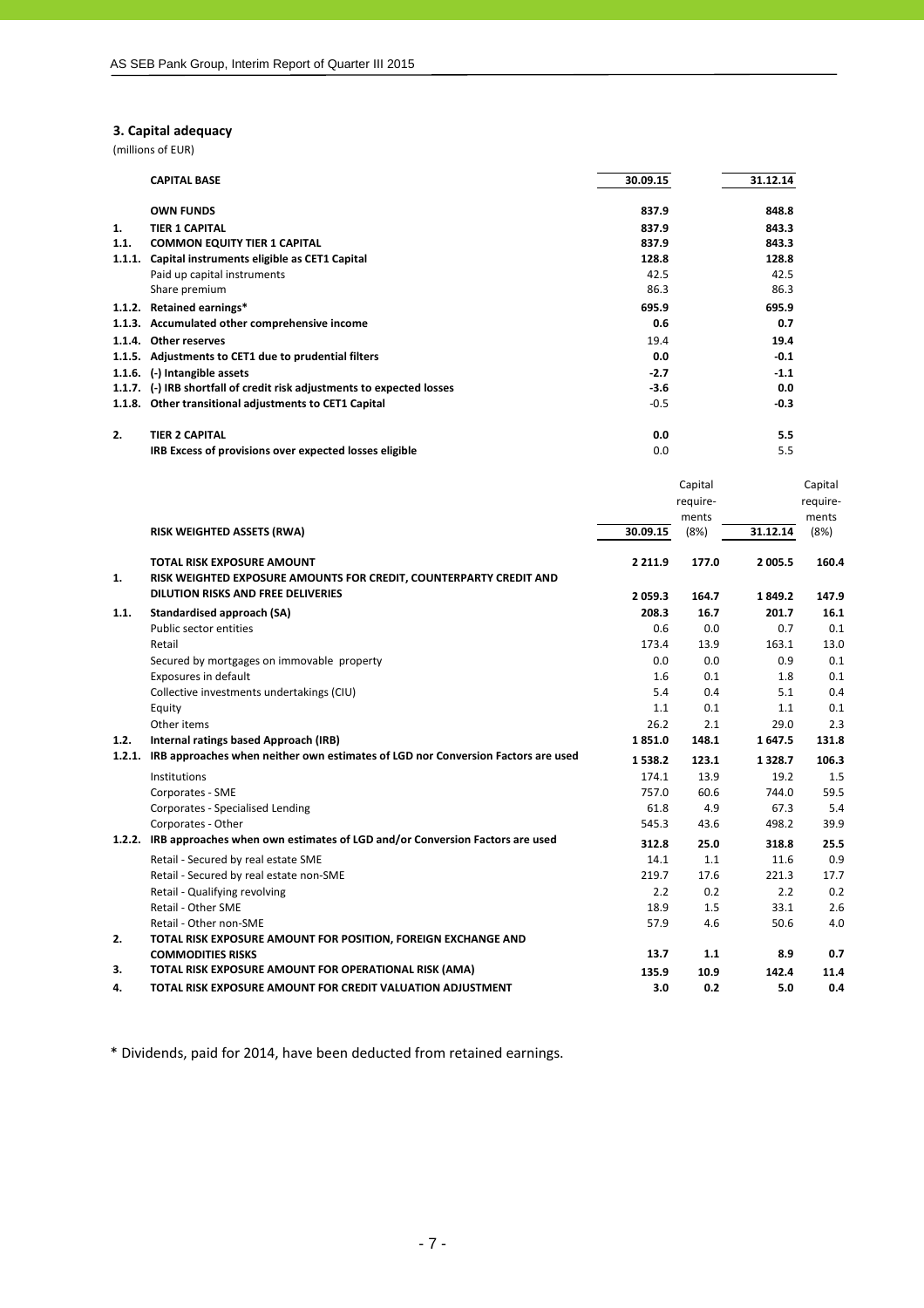## 3. Capital adequacy

(millions of EUR)

| | CAPITAL BASE | 30.09.15 | 31.12.14 |
|---|---|---|---|
| | **OWN FUNDS** | **837.9** | **848.8** |
| **1.** | **TIER 1 CAPITAL** | **837.9** | **843.3** |
| **1.1.** | **COMMON EQUITY TIER 1 CAPITAL** | **837.9** | **843.3** |
| **1.1.1.** | **Capital instruments eligible as CET1 Capital** | **128.8** | **128.8** |
| | Paid up capital instruments | 42.5 | 42.5 |
| | Share premium | 86.3 | 86.3 |
| **1.1.2.** | **Retained earnings*** | **695.9** | **695.9** |
| **1.1.3.** | **Accumulated other comprehensive income** | **0.6** | **0.7** |
| **1.1.4.** | **Other reserves** | 19.4 | **19.4** |
| **1.1.5.** | **Adjustments to CET1 due to prudential filters** | **0.0** | **-0.1** |
| **1.1.6.** | **(-) Intangible assets** | **-2.7** | **-1.1** |
| **1.1.7.** | **(-) IRB shortfall of credit risk adjustments to expected losses** | **-3.6** | **0.0** |
| **1.1.8.** | **Other transitional adjustments to CET1 Capital** | -0.5 | **-0.3** |
| | | | |
| **2.** | **TIER 2 CAPITAL** | **0.0** | **5.5** |
| | **IRB Excess of provisions over expected losses eligible** | 0.0 | 5.5 |

| | RISK WEIGHTED ASSETS (RWA) | 30.09.15 | Capital require-ments (8%) | 31.12.14 | Capital require-ments (8%) |
|---|---|---|---|---|---|
| | **TOTAL RISK EXPOSURE AMOUNT** | **2 211.9** | **177.0** | **2 005.5** | **160.4** |
| **1.** | **RISK WEIGHTED EXPOSURE AMOUNTS FOR CREDIT, COUNTERPARTY CREDIT AND DILUTION RISKS AND FREE DELIVERIES** | **2 059.3** | **164.7** | **1 849.2** | **147.9** |
| **1.1.** | **Standardised approach (SA)** | **208.3** | **16.7** | **201.7** | **16.1** |
| | Public sector entities | 0.6 | 0.0 | 0.7 | 0.1 |
| | Retail | 173.4 | 13.9 | 163.1 | 13.0 |
| | Secured by mortgages on immovable property | 0.0 | 0.0 | 0.9 | 0.1 |
| | Exposures in default | 1.6 | 0.1 | 1.8 | 0.1 |
| | Collective investments undertakings (CIU) | 5.4 | 0.4 | 5.1 | 0.4 |
| | Equity | 1.1 | 0.1 | 1.1 | 0.1 |
| | Other items | 26.2 | 2.1 | 29.0 | 2.3 |
| **1.2.** | **Internal ratings based Approach (IRB)** | **1 851.0** | **148.1** | **1 647.5** | **131.8** |
| **1.2.1.** | **IRB approaches when neither own estimates of LGD nor Conversion Factors are used** | **1 538.2** | **123.1** | **1 328.7** | **106.3** |
| | Institutions | 174.1 | 13.9 | 19.2 | 1.5 |
| | Corporates - SME | 757.0 | 60.6 | 744.0 | 59.5 |
| | Corporates - Specialised Lending | 61.8 | 4.9 | 67.3 | 5.4 |
| | Corporates - Other | 545.3 | 43.6 | 498.2 | 39.9 |
| **1.2.2.** | **IRB approaches when own estimates of LGD and/or Conversion Factors are used** | **312.8** | **25.0** | **318.8** | **25.5** |
| | Retail - Secured by real estate SME | 14.1 | 1.1 | 11.6 | 0.9 |
| | Retail - Secured by real estate non-SME | 219.7 | 17.6 | 221.3 | 17.7 |
| | Retail - Qualifying revolving | 2.2 | 0.2 | 2.2 | 0.2 |
| | Retail - Other SME | 18.9 | 1.5 | 33.1 | 2.6 |
| | Retail - Other non-SME | 57.9 | 4.6 | 50.6 | 4.0 |
| **2.** | **TOTAL RISK EXPOSURE AMOUNT FOR POSITION, FOREIGN EXCHANGE AND COMMODITIES RISKS** | **13.7** | **1.1** | **8.9** | **0.7** |
| **3.** | **TOTAL RISK EXPOSURE AMOUNT FOR OPERATIONAL RISK (AMA)** | **135.9** | **10.9** | **142.4** | **11.4** |
| **4.** | **TOTAL RISK EXPOSURE AMOUNT FOR CREDIT VALUATION ADJUSTMENT** | **3.0** | **0.2** | **5.0** | **0.4** |

* Dividends, paid for 2014, have been deducted from retained earnings.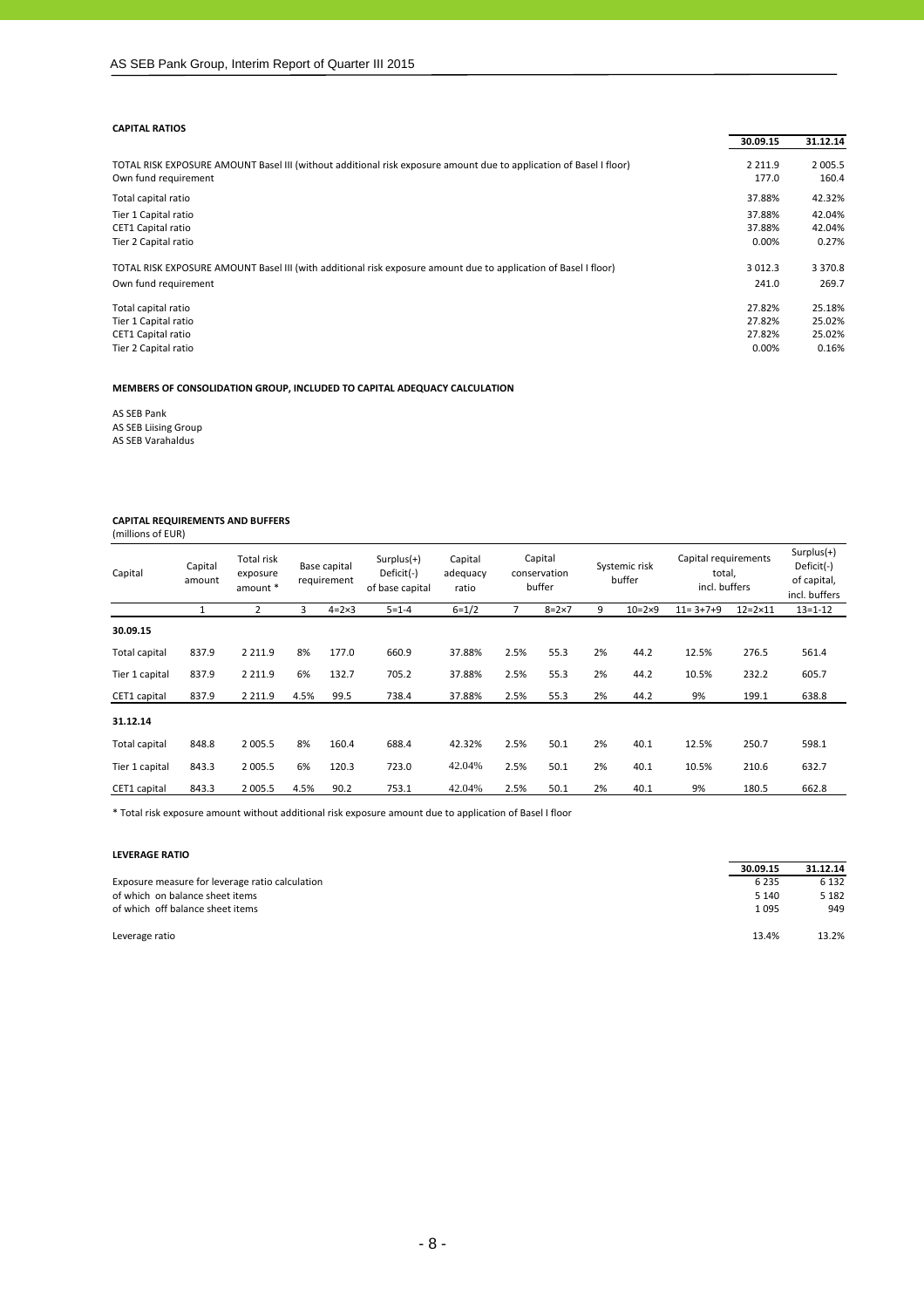**CAPITAL RATIOS**

| | 30.09.15 | 31.12.14 |
|---|---|---|
| TOTAL RISK EXPOSURE AMOUNT Basel III (without additional risk exposure amount due to application of Basel I floor) | 2 211.9 | 2 005.5 |
| Own fund requirement | 177.0 | 160.4 |
| Total capital ratio | 37.88% | 42.32% |
| Tier 1 Capital ratio | 37.88% | 42.04% |
| CET1 Capital ratio | 37.88% | 42.04% |
| Tier 2 Capital ratio | 0.00% | 0.27% |
| TOTAL RISK EXPOSURE AMOUNT Basel III (with additional risk exposure amount due to application of Basel I floor) | 3 012.3 | 3 370.8 |
| Own fund requirement | 241.0 | 269.7 |
| Total capital ratio | 27.82% | 25.18% |
| Tier 1 Capital ratio | 27.82% | 25.02% |
| CET1 Capital ratio | 27.82% | 25.02% |
| Tier 2 Capital ratio | 0.00% | 0.16% |

**MEMBERS OF CONSOLIDATION GROUP, INCLUDED TO CAPITAL ADEQUACY CALCULATION**

AS SEB Pank
AS SEB Liising Group
AS SEB Varahaldus

**CAPITAL REQUIREMENTS AND BUFFERS**
(millions of EUR)

| Capital | Capital amount | Total risk exposure amount * | Base capital requirement | | Surplus(+) Deficit(-) of base capital | Capital adequacy ratio | Capital conservation buffer | | Systemic risk buffer | | Capital requirements total, incl. buffers | | Surplus(+) Deficit(-) of capital, incl. buffers |
|---|---|---|---|---|---|---|---|---|---|---|---|---|---|
| | 1 | 2 | 3 | 4=2×3 | 5=1-4 | 6=1/2 | 7 | 8=2×7 | 9 | 10=2×9 | 11= 3+7+9 | 12=2×11 | 13=1-12 |
| **30.09.15** | | | | | | | | | | | | | |
| Total capital | 837.9 | 2 211.9 | 8% | 177.0 | 660.9 | 37.88% | 2.5% | 55.3 | 2% | 44.2 | 12.5% | 276.5 | 561.4 |
| Tier 1 capital | 837.9 | 2 211.9 | 6% | 132.7 | 705.2 | 37.88% | 2.5% | 55.3 | 2% | 44.2 | 10.5% | 232.2 | 605.7 |
| CET1 capital | 837.9 | 2 211.9 | 4.5% | 99.5 | 738.4 | 37.88% | 2.5% | 55.3 | 2% | 44.2 | 9% | 199.1 | 638.8 |
| **31.12.14** | | | | | | | | | | | | | |
| Total capital | 848.8 | 2 005.5 | 8% | 160.4 | 688.4 | 42.32% | 2.5% | 50.1 | 2% | 40.1 | 12.5% | 250.7 | 598.1 |
| Tier 1 capital | 843.3 | 2 005.5 | 6% | 120.3 | 723.0 | 42.04% | 2.5% | 50.1 | 2% | 40.1 | 10.5% | 210.6 | 632.7 |
| CET1 capital | 843.3 | 2 005.5 | 4.5% | 90.2 | 753.1 | 42.04% | 2.5% | 50.1 | 2% | 40.1 | 9% | 180.5 | 662.8 |

* Total risk exposure amount without additional risk exposure amount due to application of Basel I floor

**LEVERAGE RATIO**

| | 30.09.15 | 31.12.14 |
|---|---|---|
| Exposure measure for leverage ratio calculation | 6 235 | 6 132 |
| of which on balance sheet items | 5 140 | 5 182 |
| of which off balance sheet items | 1 095 | 949 |
| Leverage ratio | 13.4% | 13.2% |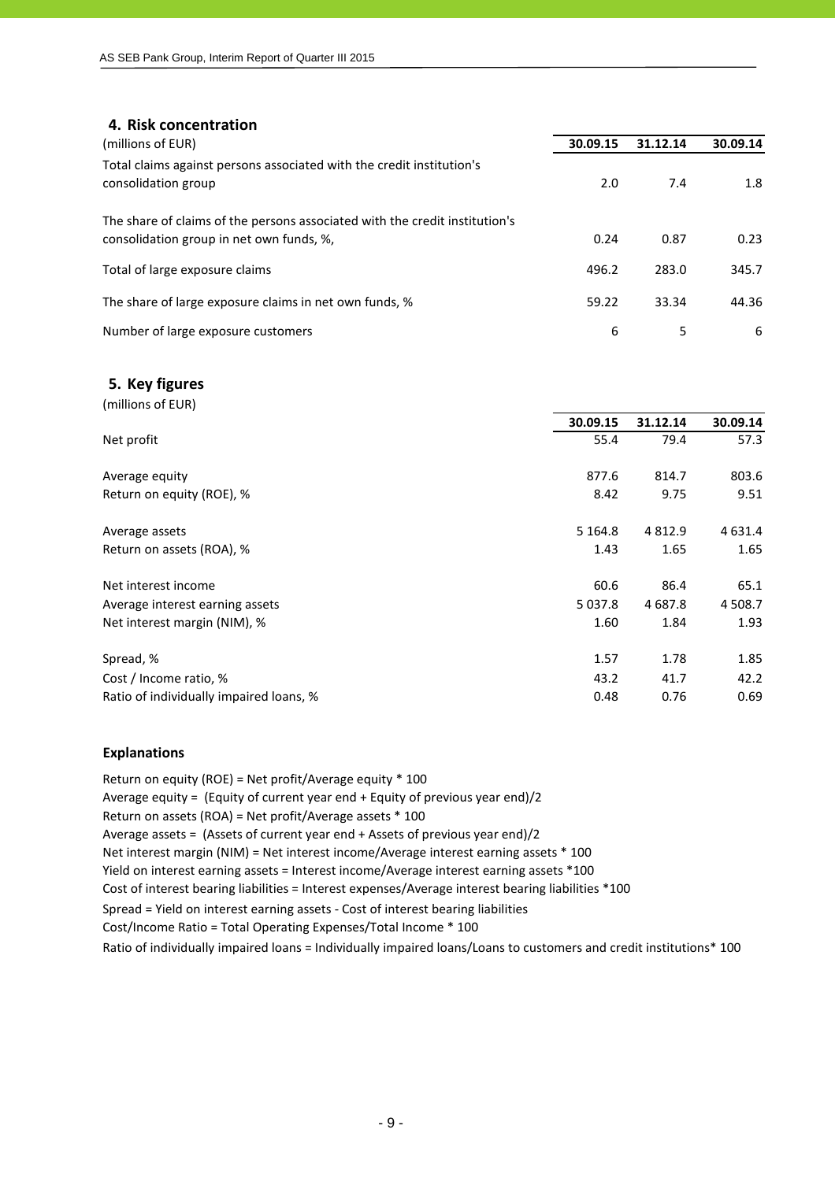## 4. Risk concentration

| (millions of EUR) | 30.09.15 | 31.12.14 | 30.09.14 |
|---|---|---|---|
| Total claims against persons associated with the credit institution's consolidation group | 2.0 | 7.4 | 1.8 |
| The share of claims of the persons associated with the credit institution's consolidation group in net own funds, %, | 0.24 | 0.87 | 0.23 |
| Total of large exposure claims | 496.2 | 283.0 | 345.7 |
| The share of large exposure claims in net own funds, % | 59.22 | 33.34 | 44.36 |
| Number of large exposure customers | 6 | 5 | 6 |

## 5. Key figures

(millions of EUR)

| | 30.09.15 | 31.12.14 | 30.09.14 |
|---|---|---|---|
| Net profit | 55.4 | 79.4 | 57.3 |
| Average equity | 877.6 | 814.7 | 803.6 |
| Return on equity (ROE), % | 8.42 | 9.75 | 9.51 |
| Average assets | 5 164.8 | 4 812.9 | 4 631.4 |
| Return on assets (ROA), % | 1.43 | 1.65 | 1.65 |
| Net interest income | 60.6 | 86.4 | 65.1 |
| Average interest earning assets | 5 037.8 | 4 687.8 | 4 508.7 |
| Net interest margin (NIM), % | 1.60 | 1.84 | 1.93 |
| Spread, % | 1.57 | 1.78 | 1.85 |
| Cost / Income ratio, % | 43.2 | 41.7 | 42.2 |
| Ratio of individually impaired loans, % | 0.48 | 0.76 | 0.69 |

### Explanations

Return on equity (ROE) = Net profit/Average equity * 100

Average equity = (Equity of current year end + Equity of previous year end)/2

Return on assets (ROA) = Net profit/Average assets * 100

Average assets = (Assets of current year end + Assets of previous year end)/2

Net interest margin (NIM) = Net interest income/Average interest earning assets * 100

Yield on interest earning assets = Interest income/Average interest earning assets *100

Cost of interest bearing liabilities = Interest expenses/Average interest bearing liabilities *100

Spread = Yield on interest earning assets - Cost of interest bearing liabilities

Cost/Income Ratio = Total Operating Expenses/Total Income * 100

Ratio of individually impaired loans = Individually impaired loans/Loans to customers and credit institutions* 100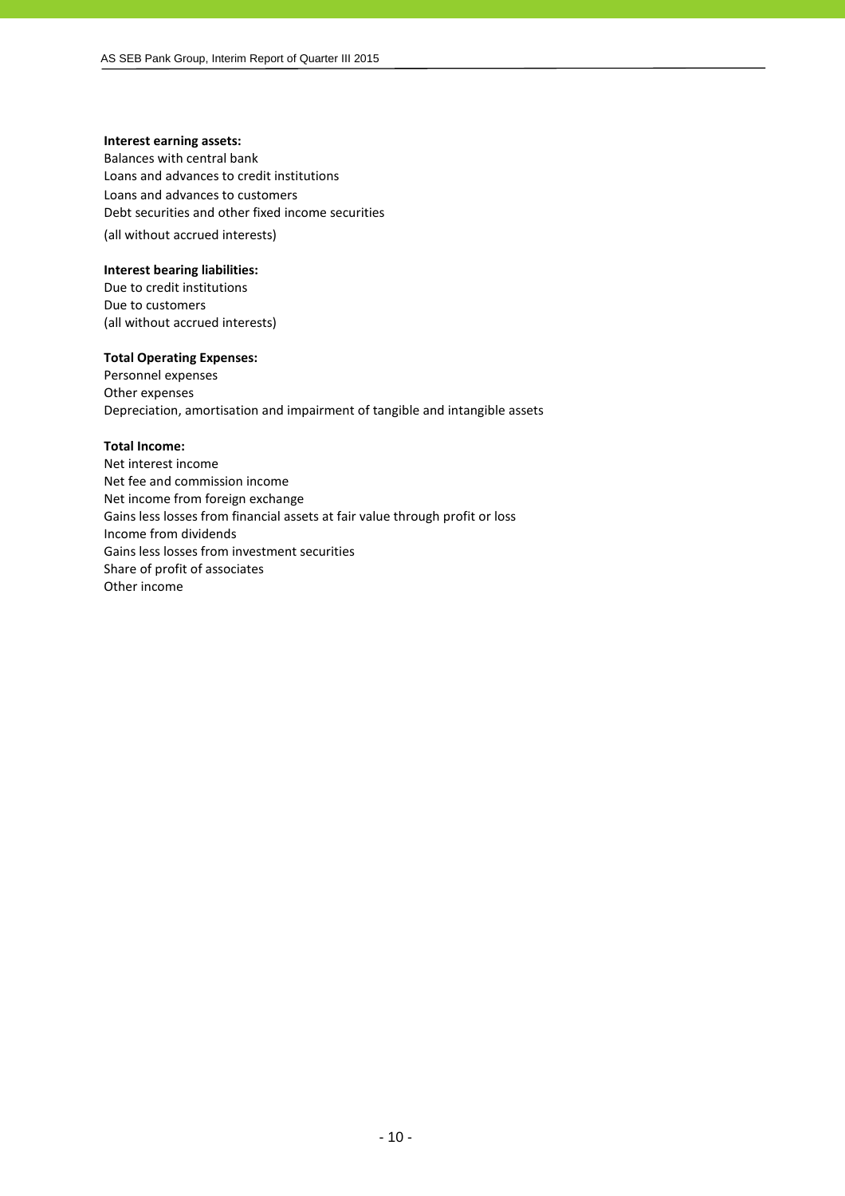**Interest earning assets:**
Balances with central bank
Loans and advances to credit institutions
Loans and advances to customers
Debt securities and other fixed income securities
(all without accrued interests)

**Interest bearing liabilities:**
Due to credit institutions
Due to customers
(all without accrued interests)

**Total Operating Expenses:**
Personnel expenses
Other expenses
Depreciation, amortisation and impairment of tangible and intangible assets

**Total Income:**
Net interest income
Net fee and commission income
Net income from foreign exchange
Gains less losses from financial assets at fair value through profit or loss
Income from dividends
Gains less losses from investment securities
Share of profit of associates
Other income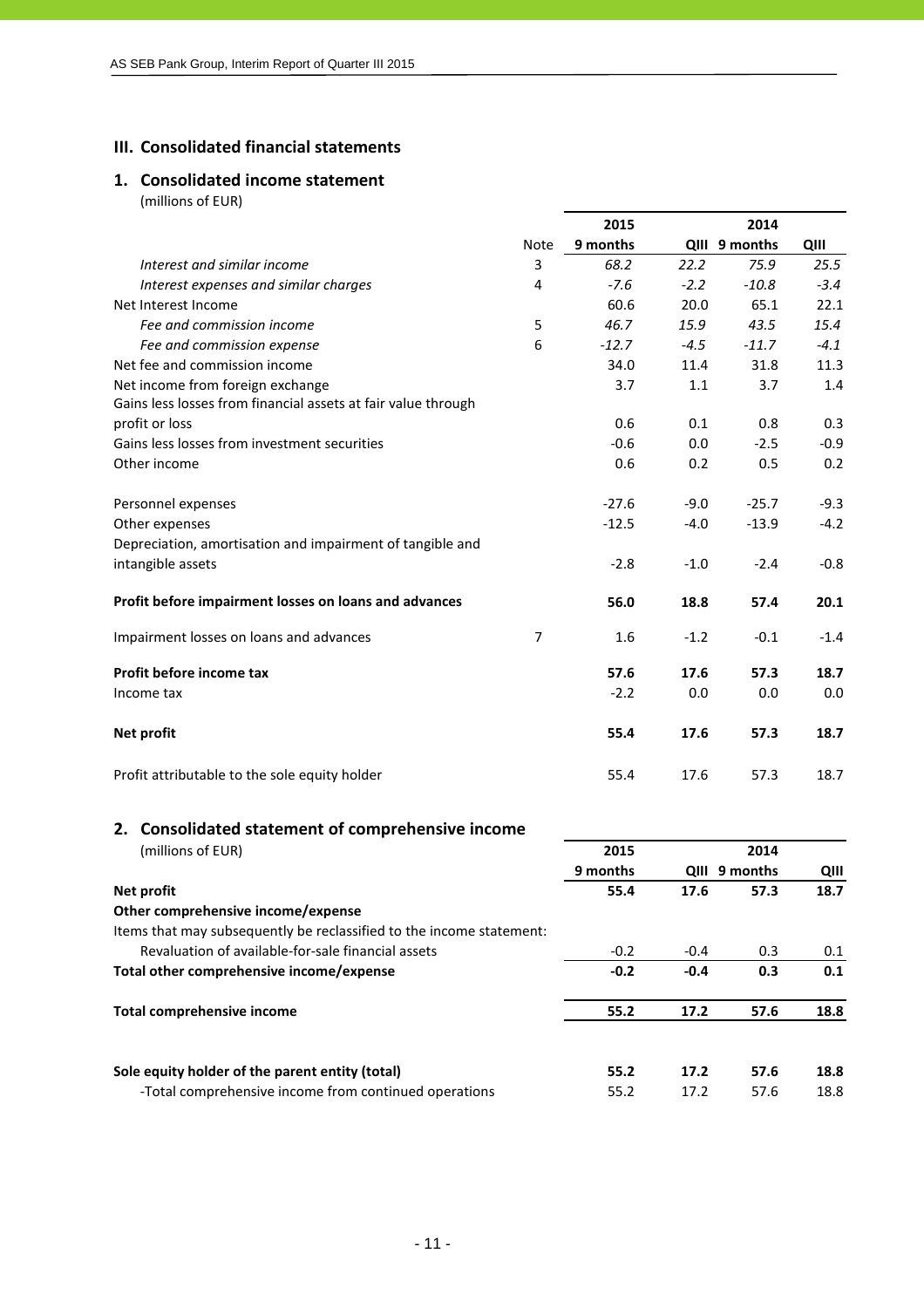## III. Consolidated financial statements

### 1. Consolidated income statement

(millions of EUR)

| | Note | 2015 9 months | 2015 QIII | 2014 9 months | 2014 QIII |
|---|---|---|---|---|---|
| *Interest and similar income* | 3 | *68.2* | *22.2* | *75.9* | *25.5* |
| *Interest expenses and similar charges* | 4 | *-7.6* | *-2.2* | *-10.8* | *-3.4* |
| Net Interest Income | | 60.6 | 20.0 | 65.1 | 22.1 |
| *Fee and commission income* | 5 | *46.7* | *15.9* | *43.5* | *15.4* |
| *Fee and commission expense* | 6 | *-12.7* | *-4.5* | *-11.7* | *-4.1* |
| Net fee and commission income | | 34.0 | 11.4 | 31.8 | 11.3 |
| Net income from foreign exchange | | 3.7 | 1.1 | 3.7 | 1.4 |
| Gains less losses from financial assets at fair value through profit or loss | | 0.6 | 0.1 | 0.8 | 0.3 |
| Gains less losses from investment securities | | -0.6 | 0.0 | -2.5 | -0.9 |
| Other income | | 0.6 | 0.2 | 0.5 | 0.2 |
| Personnel expenses | | -27.6 | -9.0 | -25.7 | -9.3 |
| Other expenses | | -12.5 | -4.0 | -13.9 | -4.2 |
| Depreciation, amortisation and impairment of tangible and intangible assets | | -2.8 | -1.0 | -2.4 | -0.8 |
| **Profit before impairment losses on loans and advances** | | **56.0** | **18.8** | **57.4** | **20.1** |
| Impairment losses on loans and advances | 7 | 1.6 | -1.2 | -0.1 | -1.4 |
| **Profit before income tax** | | **57.6** | **17.6** | **57.3** | **18.7** |
| Income tax | | -2.2 | 0.0 | 0.0 | 0.0 |
| **Net profit** | | **55.4** | **17.6** | **57.3** | **18.7** |
| Profit attributable to the sole equity holder | | 55.4 | 17.6 | 57.3 | 18.7 |

### 2. Consolidated statement of comprehensive income

(millions of EUR)

| | 2015 9 months | 2015 QIII | 2014 9 months | 2014 QIII |
|---|---|---|---|---|
| **Net profit** | **55.4** | **17.6** | **57.3** | **18.7** |
| **Other comprehensive income/expense** | | | | |
| Items that may subsequently be reclassified to the income statement: | | | | |
| Revaluation of available-for-sale financial assets | -0.2 | -0.4 | 0.3 | 0.1 |
| **Total other comprehensive income/expense** | **-0.2** | **-0.4** | **0.3** | **0.1** |
| **Total comprehensive income** | **55.2** | **17.2** | **57.6** | **18.8** |
| **Sole equity holder of the parent entity (total)** | **55.2** | **17.2** | **57.6** | **18.8** |
| -Total comprehensive income from continued operations | 55.2 | 17.2 | 57.6 | 18.8 |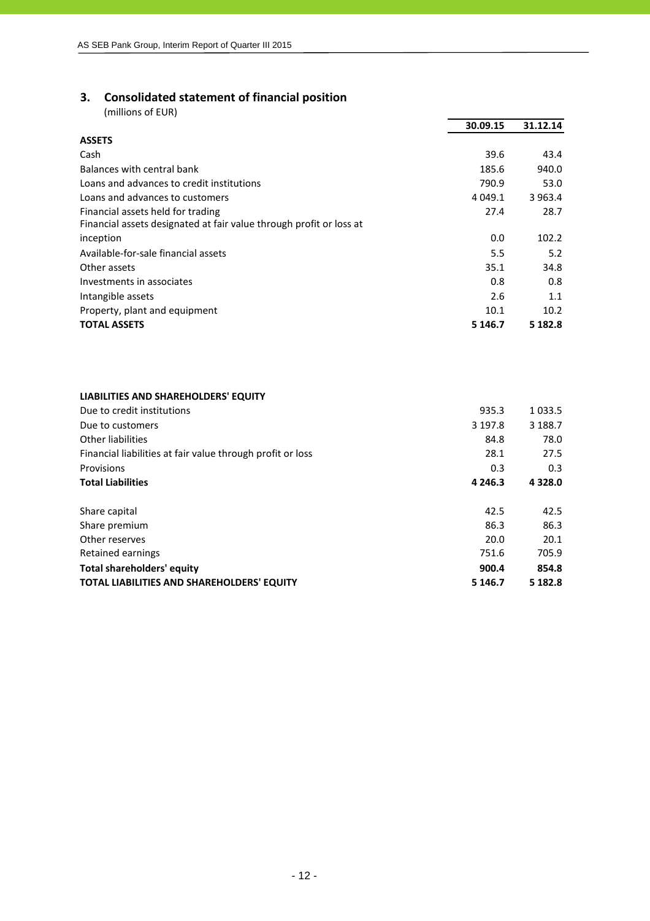## 3. Consolidated statement of financial position

(millions of EUR)

| | 30.09.15 | 31.12.14 |
|---|---|---|
| **ASSETS** | | |
| Cash | 39.6 | 43.4 |
| Balances with central bank | 185.6 | 940.0 |
| Loans and advances to credit institutions | 790.9 | 53.0 |
| Loans and advances to customers | 4 049.1 | 3 963.4 |
| Financial assets held for trading | 27.4 | 28.7 |
| Financial assets designated at fair value through profit or loss at inception | 0.0 | 102.2 |
| Available-for-sale financial assets | 5.5 | 5.2 |
| Other assets | 35.1 | 34.8 |
| Investments in associates | 0.8 | 0.8 |
| Intangible assets | 2.6 | 1.1 |
| Property, plant and equipment | 10.1 | 10.2 |
| **TOTAL ASSETS** | **5 146.7** | **5 182.8** |
| | | |
| **LIABILITIES AND SHAREHOLDERS' EQUITY** | | |
| Due to credit institutions | 935.3 | 1 033.5 |
| Due to customers | 3 197.8 | 3 188.7 |
| Other liabilities | 84.8 | 78.0 |
| Financial liabilities at fair value through profit or loss | 28.1 | 27.5 |
| Provisions | 0.3 | 0.3 |
| **Total Liabilities** | **4 246.3** | **4 328.0** |
| | | |
| Share capital | 42.5 | 42.5 |
| Share premium | 86.3 | 86.3 |
| Other reserves | 20.0 | 20.1 |
| Retained earnings | 751.6 | 705.9 |
| **Total shareholders' equity** | **900.4** | **854.8** |
| **TOTAL LIABILITIES AND SHAREHOLDERS' EQUITY** | **5 146.7** | **5 182.8** |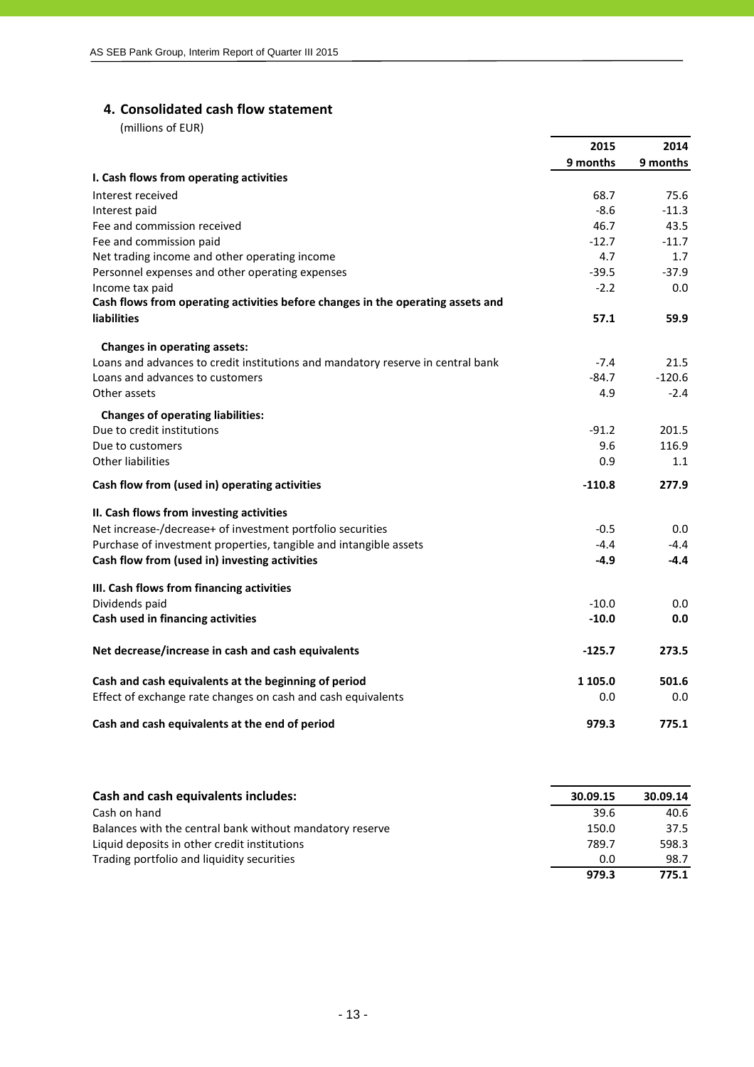## 4. Consolidated cash flow statement

(millions of EUR)

| | 2015 9 months | 2014 9 months |
|---|---|---|
| **I. Cash flows from operating activities** | | |
| Interest received | 68.7 | 75.6 |
| Interest paid | -8.6 | -11.3 |
| Fee and commission received | 46.7 | 43.5 |
| Fee and commission paid | -12.7 | -11.7 |
| Net trading income and other operating income | 4.7 | 1.7 |
| Personnel expenses and other operating expenses | -39.5 | -37.9 |
| Income tax paid | -2.2 | 0.0 |
| **Cash flows from operating activities before changes in the operating assets and liabilities** | **57.1** | **59.9** |
| **Changes in operating assets:** | | |
| Loans and advances to credit institutions and mandatory reserve in central bank | -7.4 | 21.5 |
| Loans and advances to customers | -84.7 | -120.6 |
| Other assets | 4.9 | -2.4 |
| **Changes of operating liabilities:** | | |
| Due to credit institutions | -91.2 | 201.5 |
| Due to customers | 9.6 | 116.9 |
| Other liabilities | 0.9 | 1.1 |
| **Cash flow from (used in) operating activities** | **-110.8** | **277.9** |
| **II. Cash flows from investing activities** | | |
| Net increase-/decrease+ of investment portfolio securities | -0.5 | 0.0 |
| Purchase of investment properties, tangible and intangible assets | -4.4 | -4.4 |
| **Cash flow from (used in) investing activities** | **-4.9** | **-4.4** |
| **III. Cash flows from financing activities** | | |
| Dividends paid | -10.0 | 0.0 |
| **Cash used in financing activities** | **-10.0** | **0.0** |
| **Net decrease/increase in cash and cash equivalents** | **-125.7** | **273.5** |
| **Cash and cash equivalents at the beginning of period** | **1 105.0** | **501.6** |
| Effect of exchange rate changes on cash and cash equivalents | 0.0 | 0.0 |
| **Cash and cash equivalents at the end of period** | **979.3** | **775.1** |

| **Cash and cash equivalents includes:** | 30.09.15 | 30.09.14 |
|---|---|---|
| Cash on hand | 39.6 | 40.6 |
| Balances with the central bank without mandatory reserve | 150.0 | 37.5 |
| Liquid deposits in other credit institutions | 789.7 | 598.3 |
| Trading portfolio and liquidity securities | 0.0 | 98.7 |
| | **979.3** | **775.1** |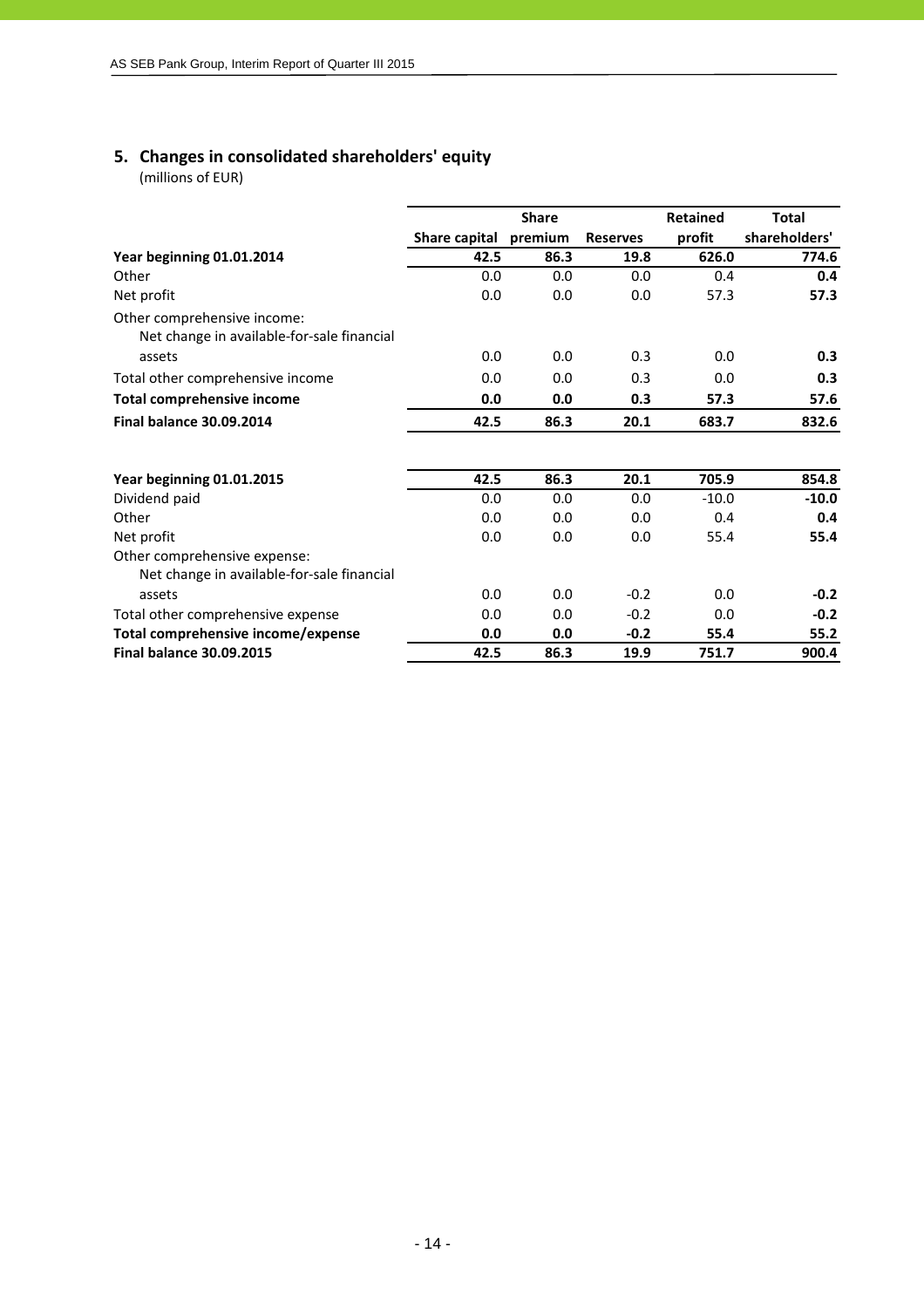## 5. Changes in consolidated shareholders' equity

(millions of EUR)

| | Share capital | Share premium | Reserves | Retained profit | Total shareholders' |
|---|---|---|---|---|---|
| **Year beginning 01.01.2014** | **42.5** | **86.3** | **19.8** | **626.0** | **774.6** |
| Other | 0.0 | 0.0 | 0.0 | 0.4 | **0.4** |
| Net profit | 0.0 | 0.0 | 0.0 | 57.3 | **57.3** |
| Other comprehensive income: | | | | | |
| Net change in available-for-sale financial assets | 0.0 | 0.0 | 0.3 | 0.0 | **0.3** |
| Total other comprehensive income | 0.0 | 0.0 | 0.3 | 0.0 | **0.3** |
| **Total comprehensive income** | **0.0** | **0.0** | **0.3** | **57.3** | **57.6** |
| **Final balance 30.09.2014** | **42.5** | **86.3** | **20.1** | **683.7** | **832.6** |
| | | | | | |
| **Year beginning 01.01.2015** | **42.5** | **86.3** | **20.1** | **705.9** | **854.8** |
| Dividend paid | 0.0 | 0.0 | 0.0 | -10.0 | **-10.0** |
| Other | 0.0 | 0.0 | 0.0 | 0.4 | **0.4** |
| Net profit | 0.0 | 0.0 | 0.0 | 55.4 | **55.4** |
| Other comprehensive expense: | | | | | |
| Net change in available-for-sale financial assets | 0.0 | 0.0 | -0.2 | 0.0 | **-0.2** |
| Total other comprehensive expense | 0.0 | 0.0 | -0.2 | 0.0 | **-0.2** |
| **Total comprehensive income/expense** | **0.0** | **0.0** | **-0.2** | **55.4** | **55.2** |
| **Final balance 30.09.2015** | **42.5** | **86.3** | **19.9** | **751.7** | **900.4** |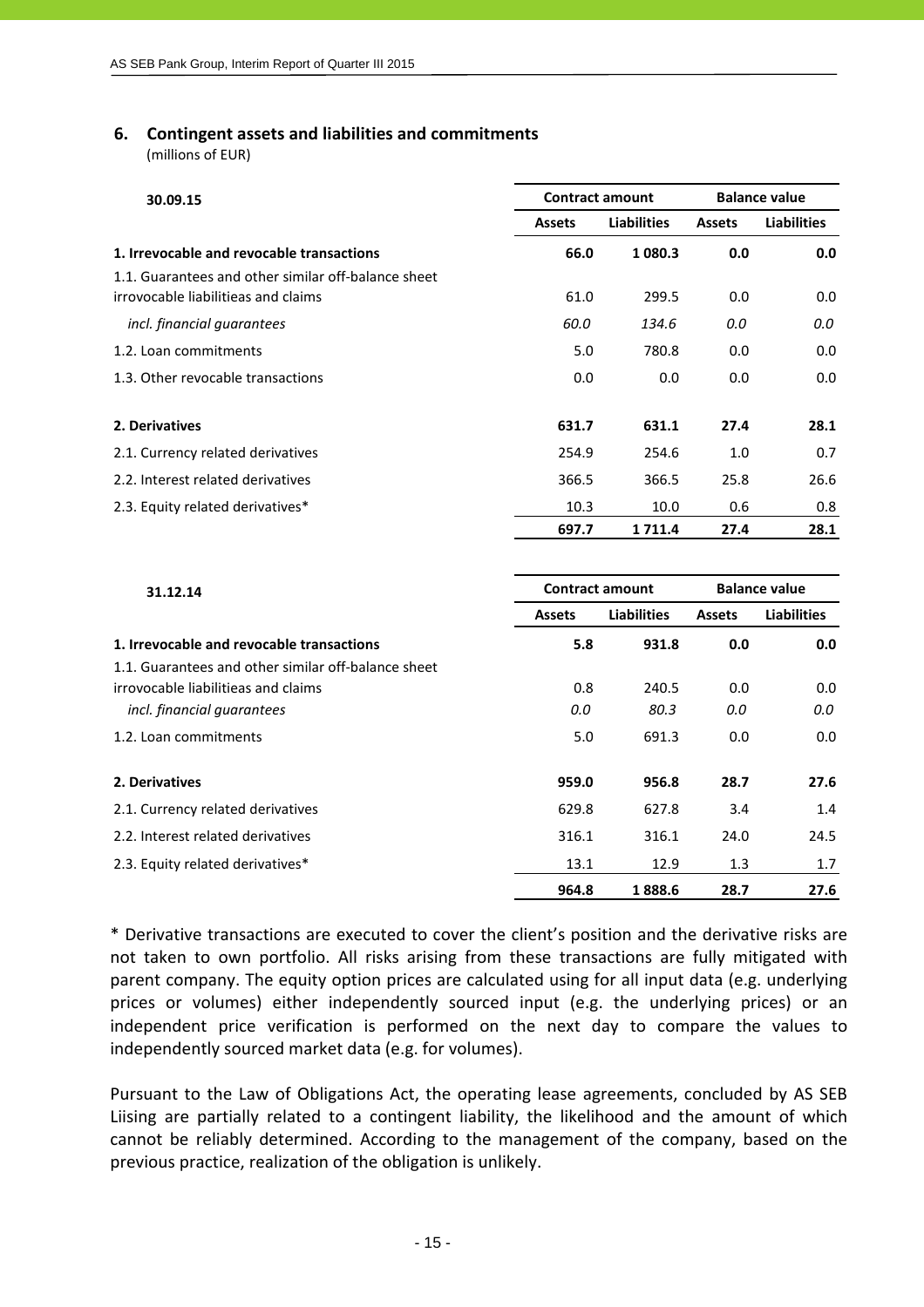## 6. Contingent assets and liabilities and commitments

(millions of EUR)

| 30.09.15 | Contract amount | | Balance value | |
|---|---|---|---|---|
| | Assets | Liabilities | Assets | Liabilities |
| **1. Irrevocable and revocable transactions** | **66.0** | **1 080.3** | **0.0** | **0.0** |
| 1.1. Guarantees and other similar off-balance sheet irrovocable liabilitieas and claims | 61.0 | 299.5 | 0.0 | 0.0 |
| *incl. financial guarantees* | *60.0* | *134.6* | *0.0* | *0.0* |
| 1.2. Loan commitments | 5.0 | 780.8 | 0.0 | 0.0 |
| 1.3. Other revocable transactions | 0.0 | 0.0 | 0.0 | 0.0 |
| **2. Derivatives** | **631.7** | **631.1** | **27.4** | **28.1** |
| 2.1. Currency related derivatives | 254.9 | 254.6 | 1.0 | 0.7 |
| 2.2. Interest related derivatives | 366.5 | 366.5 | 25.8 | 26.6 |
| 2.3. Equity related derivatives* | 10.3 | 10.0 | 0.6 | 0.8 |
| | **697.7** | **1 711.4** | **27.4** | **28.1** |

| 31.12.14 | Contract amount | | Balance value | |
|---|---|---|---|---|
| | Assets | Liabilities | Assets | Liabilities |
| **1. Irrevocable and revocable transactions** | **5.8** | **931.8** | **0.0** | **0.0** |
| 1.1. Guarantees and other similar off-balance sheet irrovocable liabilitieas and claims | 0.8 | 240.5 | 0.0 | 0.0 |
| *incl. financial guarantees* | *0.0* | *80.3* | *0.0* | *0.0* |
| 1.2. Loan commitments | 5.0 | 691.3 | 0.0 | 0.0 |
| **2. Derivatives** | **959.0** | **956.8** | **28.7** | **27.6** |
| 2.1. Currency related derivatives | 629.8 | 627.8 | 3.4 | 1.4 |
| 2.2. Interest related derivatives | 316.1 | 316.1 | 24.0 | 24.5 |
| 2.3. Equity related derivatives* | 13.1 | 12.9 | 1.3 | 1.7 |
| | **964.8** | **1 888.6** | **28.7** | **27.6** |

\* Derivative transactions are executed to cover the client's position and the derivative risks are not taken to own portfolio. All risks arising from these transactions are fully mitigated with parent company. The equity option prices are calculated using for all input data (e.g. underlying prices or volumes) either independently sourced input (e.g. the underlying prices) or an independent price verification is performed on the next day to compare the values to independently sourced market data (e.g. for volumes).

Pursuant to the Law of Obligations Act, the operating lease agreements, concluded by AS SEB Liising are partially related to a contingent liability, the likelihood and the amount of which cannot be reliably determined. According to the management of the company, based on the previous practice, realization of the obligation is unlikely.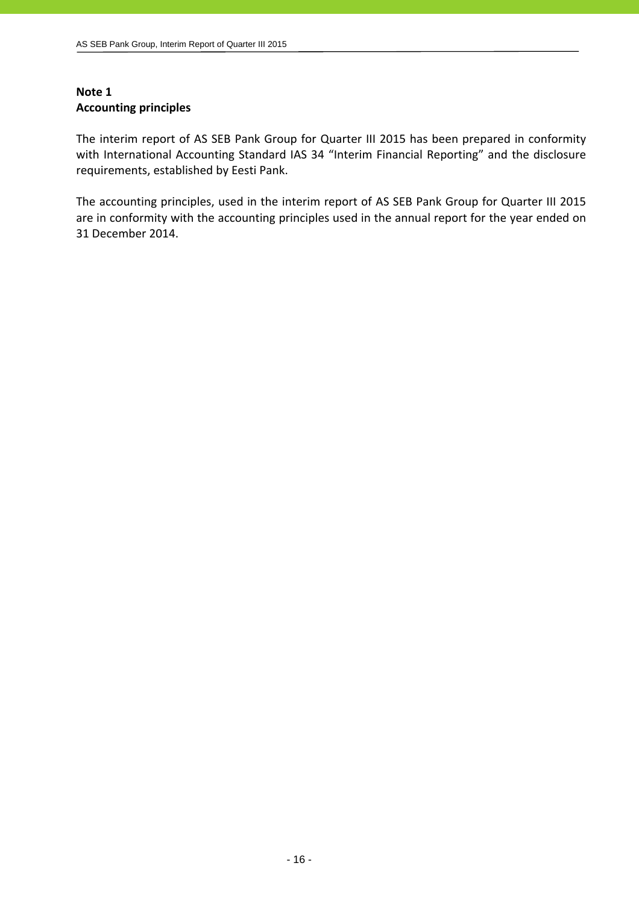## Note 1
## Accounting principles

The interim report of AS SEB Pank Group for Quarter III 2015 has been prepared in conformity with International Accounting Standard IAS 34 "Interim Financial Reporting" and the disclosure requirements, established by Eesti Pank.

The accounting principles, used in the interim report of AS SEB Pank Group for Quarter III 2015 are in conformity with the accounting principles used in the annual report for the year ended on 31 December 2014.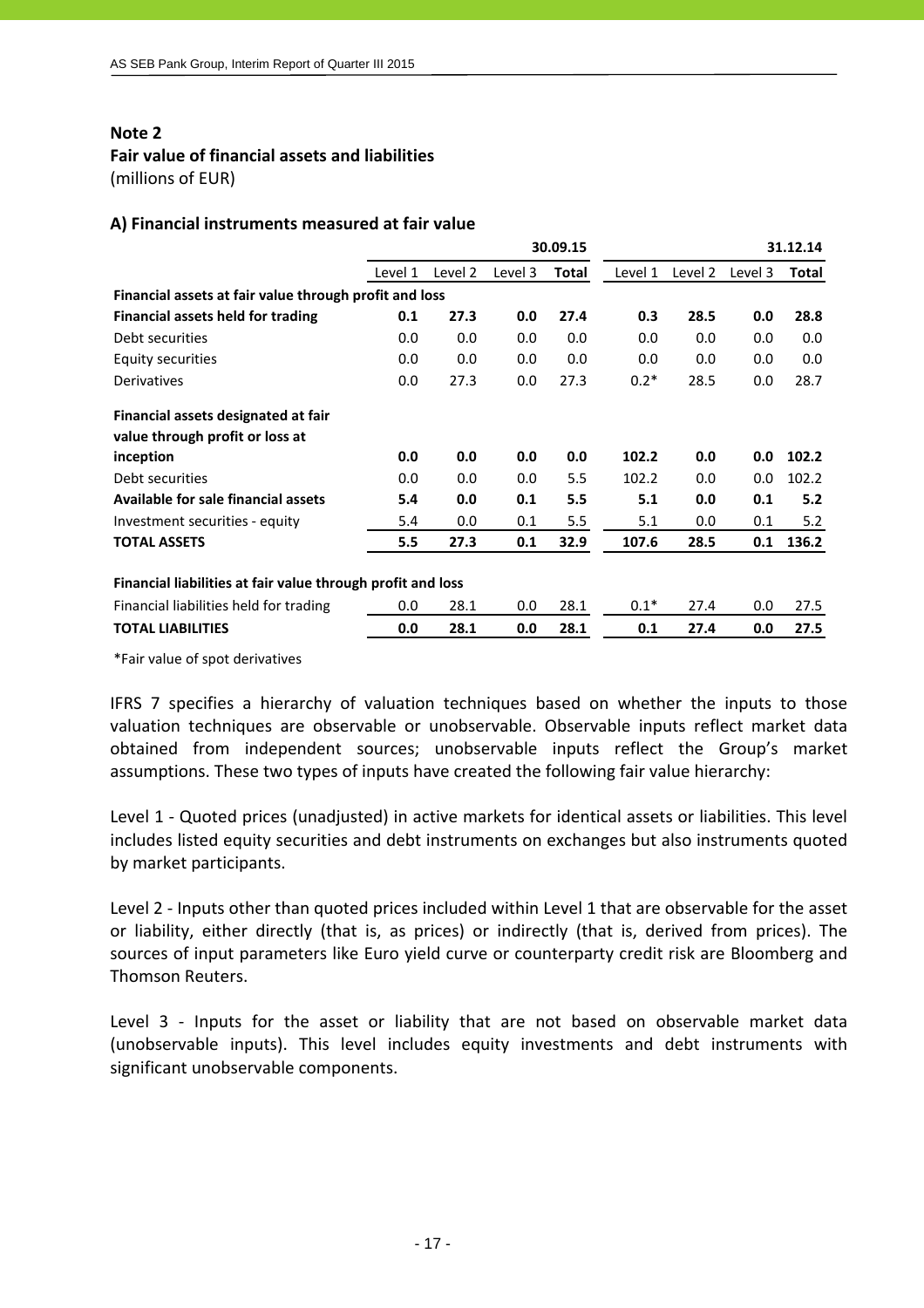## Note 2

## Fair value of financial assets and liabilities

(millions of EUR)

### A) Financial instruments measured at fair value

| | | | | 30.09.15 | | | | 31.12.14 |
|---|---|---|---|---|---|---|---|---|
| | Level 1 | Level 2 | Level 3 | **Total** | Level 1 | Level 2 | Level 3 | **Total** |
| **Financial assets at fair value through profit and loss** | | | | | | | | |
| **Financial assets held for trading** | **0.1** | **27.3** | **0.0** | **27.4** | **0.3** | **28.5** | **0.0** | **28.8** |
| Debt securities | 0.0 | 0.0 | 0.0 | 0.0 | 0.0 | 0.0 | 0.0 | 0.0 |
| Equity securities | 0.0 | 0.0 | 0.0 | 0.0 | 0.0 | 0.0 | 0.0 | 0.0 |
| Derivatives | 0.0 | 27.3 | 0.0 | 27.3 | 0.2* | 28.5 | 0.0 | 28.7 |
| **Financial assets designated at fair value through profit or loss at inception** | **0.0** | **0.0** | **0.0** | **0.0** | **102.2** | **0.0** | **0.0** | **102.2** |
| Debt securities | 0.0 | 0.0 | 0.0 | 5.5 | 102.2 | 0.0 | 0.0 | 102.2 |
| **Available for sale financial assets** | **5.4** | **0.0** | **0.1** | **5.5** | **5.1** | **0.0** | **0.1** | **5.2** |
| Investment securities - equity | 5.4 | 0.0 | 0.1 | 5.5 | 5.1 | 0.0 | 0.1 | 5.2 |
| **TOTAL ASSETS** | **5.5** | **27.3** | **0.1** | **32.9** | **107.6** | **28.5** | **0.1** | **136.2** |
| **Financial liabilities at fair value through profit and loss** | | | | | | | | |
| Financial liabilities held for trading | 0.0 | 28.1 | 0.0 | 28.1 | 0.1* | 27.4 | 0.0 | 27.5 |
| **TOTAL LIABILITIES** | **0.0** | **28.1** | **0.0** | **28.1** | **0.1** | **27.4** | **0.0** | **27.5** |

*Fair value of spot derivatives

IFRS 7 specifies a hierarchy of valuation techniques based on whether the inputs to those valuation techniques are observable or unobservable. Observable inputs reflect market data obtained from independent sources; unobservable inputs reflect the Group's market assumptions. These two types of inputs have created the following fair value hierarchy:

Level 1 - Quoted prices (unadjusted) in active markets for identical assets or liabilities. This level includes listed equity securities and debt instruments on exchanges but also instruments quoted by market participants.

Level 2 - Inputs other than quoted prices included within Level 1 that are observable for the asset or liability, either directly (that is, as prices) or indirectly (that is, derived from prices). The sources of input parameters like Euro yield curve or counterparty credit risk are Bloomberg and Thomson Reuters.

Level 3 - Inputs for the asset or liability that are not based on observable market data (unobservable inputs). This level includes equity investments and debt instruments with significant unobservable components.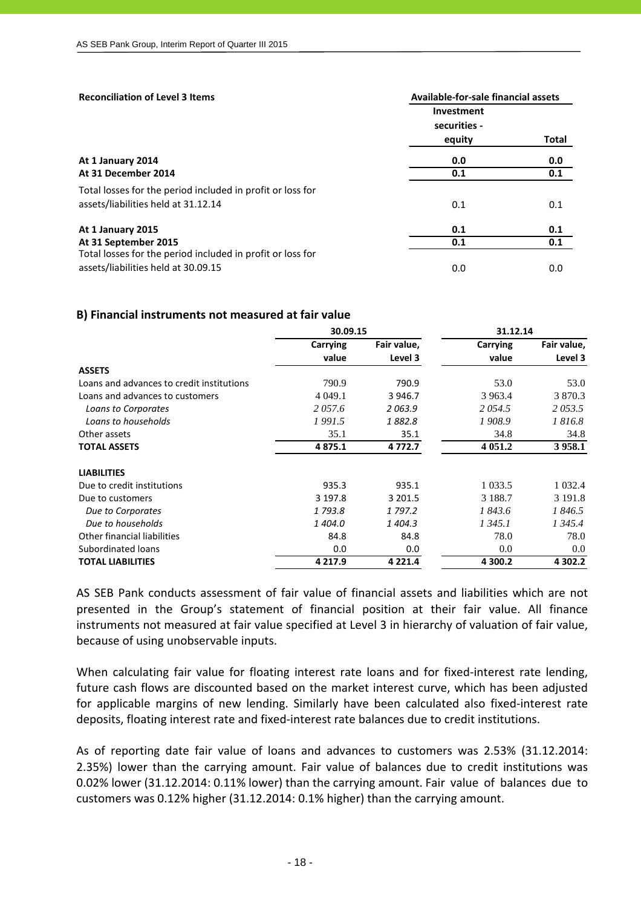| Reconciliation of Level 3 Items | Available-for-sale financial assets | |
|---|---|---|
| | Investment securities - equity | Total |
| **At 1 January 2014** | **0.0** | **0.0** |
| **At 31 December 2014** | **0.1** | **0.1** |
| Total losses for the period included in profit or loss for assets/liabilities held at 31.12.14 | 0.1 | 0.1 |
| **At 1 January 2015** | **0.1** | **0.1** |
| **At 31 September 2015** | **0.1** | **0.1** |
| Total losses for the period included in profit or loss for assets/liabilities held at 30.09.15 | 0.0 | 0.0 |

## B) Financial instruments not measured at fair value

| | 30.09.15 | | 31.12.14 | |
|---|---|---|---|---|
| | Carrying value | Fair value, Level 3 | Carrying value | Fair value, Level 3 |
| **ASSETS** | | | | |
| Loans and advances to credit institutions | 790.9 | 790.9 | 53.0 | 53.0 |
| Loans and advances to customers | 4 049.1 | 3 946.7 | 3 963.4 | 3 870.3 |
| *Loans to Corporates* | *2 057.6* | *2 063.9* | *2 054.5* | *2 053.5* |
| *Loans to households* | *1 991.5* | *1 882.8* | *1 908.9* | *1 816.8* |
| Other assets | 35.1 | 35.1 | 34.8 | 34.8 |
| **TOTAL ASSETS** | **4 875.1** | **4 772.7** | **4 051.2** | **3 958.1** |
| | | | | |
| **LIABILITIES** | | | | |
| Due to credit institutions | 935.3 | 935.1 | 1 033.5 | 1 032.4 |
| Due to customers | 3 197.8 | 3 201.5 | 3 188.7 | 3 191.8 |
| *Due to Corporates* | *1 793.8* | *1 797.2* | *1 843.6* | *1 846.5* |
| *Due to households* | *1 404.0* | *1 404.3* | *1 345.1* | *1 345.4* |
| Other financial liabilities | 84.8 | 84.8 | 78.0 | 78.0 |
| Subordinated loans | 0.0 | 0.0 | 0.0 | 0.0 |
| **TOTAL LIABILITIES** | **4 217.9** | **4 221.4** | **4 300.2** | **4 302.2** |

AS SEB Pank conducts assessment of fair value of financial assets and liabilities which are not presented in the Group's statement of financial position at their fair value. All finance instruments not measured at fair value specified at Level 3 in hierarchy of valuation of fair value, because of using unobservable inputs.

When calculating fair value for floating interest rate loans and for fixed-interest rate lending, future cash flows are discounted based on the market interest curve, which has been adjusted for applicable margins of new lending. Similarly have been calculated also fixed-interest rate deposits, floating interest rate and fixed-interest rate balances due to credit institutions.

As of reporting date fair value of loans and advances to customers was 2.53% (31.12.2014: 2.35%) lower than the carrying amount. Fair value of balances due to credit institutions was 0.02% lower (31.12.2014: 0.11% lower) than the carrying amount. Fair value of balances due to customers was 0.12% higher (31.12.2014: 0.1% higher) than the carrying amount.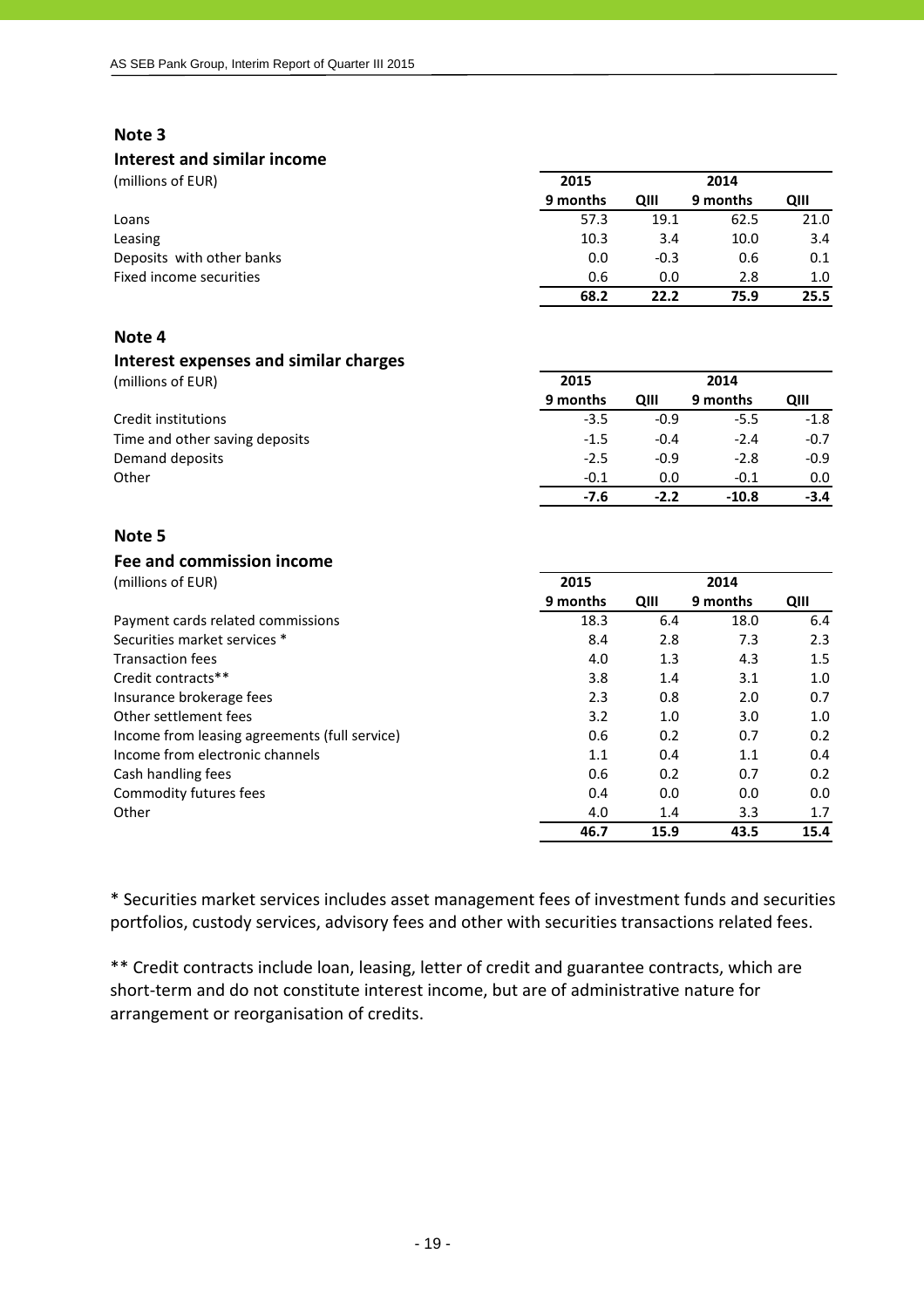## Note 3

### Interest and similar income

| (millions of EUR) | 2015 | | 2014 | |
|---|---|---|---|---|
| | 9 months | QIII | 9 months | QIII |
| Loans | 57.3 | 19.1 | 62.5 | 21.0 |
| Leasing | 10.3 | 3.4 | 10.0 | 3.4 |
| Deposits with other banks | 0.0 | -0.3 | 0.6 | 0.1 |
| Fixed income securities | 0.6 | 0.0 | 2.8 | 1.0 |
| | **68.2** | **22.2** | **75.9** | **25.5** |

## Note 4

### Interest expenses and similar charges

| (millions of EUR) | 2015 | | 2014 | |
|---|---|---|---|---|
| | 9 months | QIII | 9 months | QIII |
| Credit institutions | -3.5 | -0.9 | -5.5 | -1.8 |
| Time and other saving deposits | -1.5 | -0.4 | -2.4 | -0.7 |
| Demand deposits | -2.5 | -0.9 | -2.8 | -0.9 |
| Other | -0.1 | 0.0 | -0.1 | 0.0 |
| | **-7.6** | **-2.2** | **-10.8** | **-3.4** |

## Note 5

### Fee and commission income

| (millions of EUR) | 2015 | | 2014 | |
|---|---|---|---|---|
| | 9 months | QIII | 9 months | QIII |
| Payment cards related commissions | 18.3 | 6.4 | 18.0 | 6.4 |
| Securities market services * | 8.4 | 2.8 | 7.3 | 2.3 |
| Transaction fees | 4.0 | 1.3 | 4.3 | 1.5 |
| Credit contracts** | 3.8 | 1.4 | 3.1 | 1.0 |
| Insurance brokerage fees | 2.3 | 0.8 | 2.0 | 0.7 |
| Other settlement fees | 3.2 | 1.0 | 3.0 | 1.0 |
| Income from leasing agreements (full service) | 0.6 | 0.2 | 0.7 | 0.2 |
| Income from electronic channels | 1.1 | 0.4 | 1.1 | 0.4 |
| Cash handling fees | 0.6 | 0.2 | 0.7 | 0.2 |
| Commodity futures fees | 0.4 | 0.0 | 0.0 | 0.0 |
| Other | 4.0 | 1.4 | 3.3 | 1.7 |
| | **46.7** | **15.9** | **43.5** | **15.4** |

* Securities market services includes asset management fees of investment funds and securities portfolios, custody services, advisory fees and other with securities transactions related fees.

** Credit contracts include loan, leasing, letter of credit and guarantee contracts, which are short-term and do not constitute interest income, but are of administrative nature for arrangement or reorganisation of credits.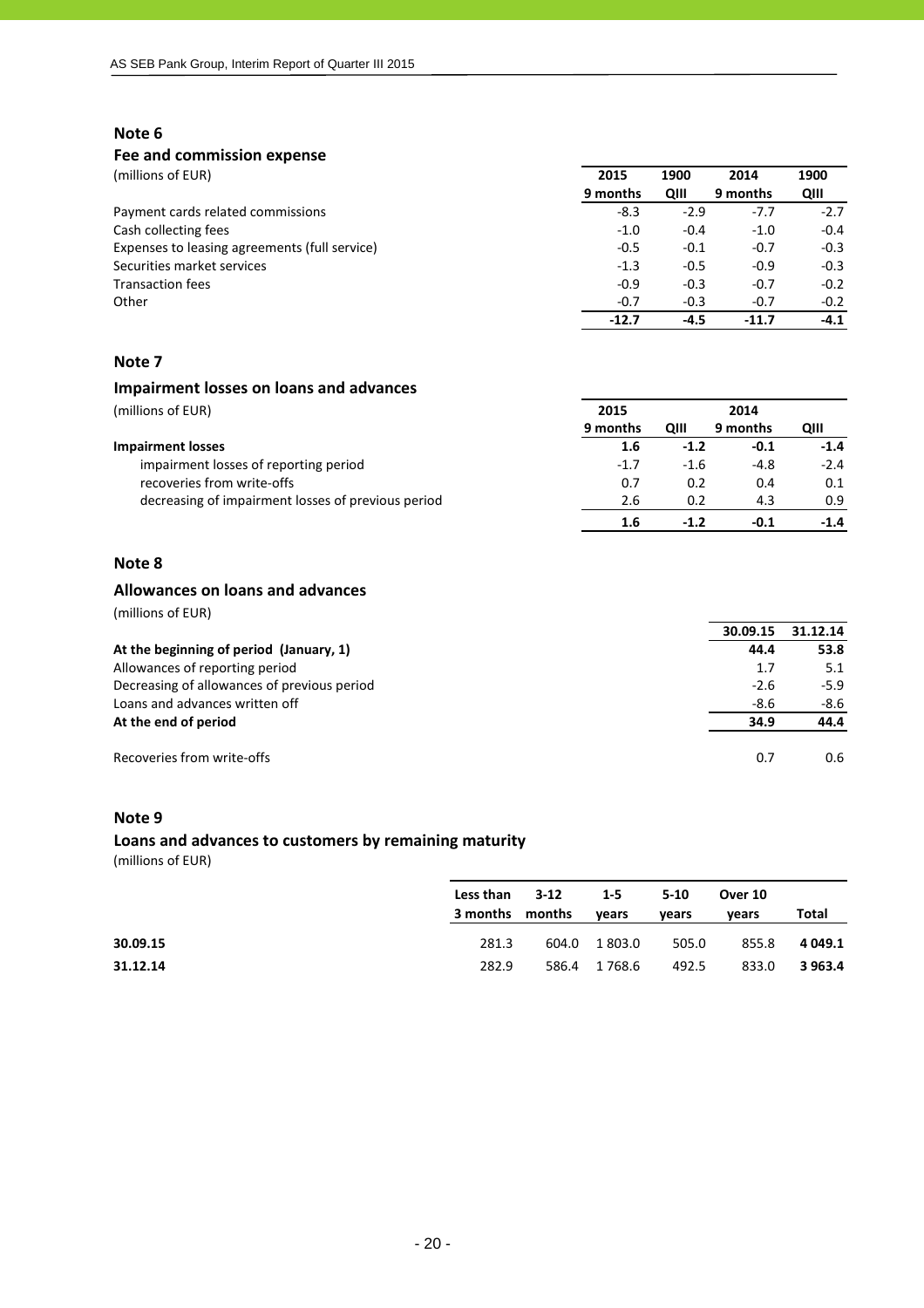## Note 6

### Fee and commission expense

(millions of EUR)

| | 2015 | 1900 | 2014 | 1900 |
|---|---|---|---|---|
| | 9 months | QIII | 9 months | QIII |
| Payment cards related commissions | -8.3 | -2.9 | -7.7 | -2.7 |
| Cash collecting fees | -1.0 | -0.4 | -1.0 | -0.4 |
| Expenses to leasing agreements (full service) | -0.5 | -0.1 | -0.7 | -0.3 |
| Securities market services | -1.3 | -0.5 | -0.9 | -0.3 |
| Transaction fees | -0.9 | -0.3 | -0.7 | -0.2 |
| Other | -0.7 | -0.3 | -0.7 | -0.2 |
| | **-12.7** | **-4.5** | **-11.7** | **-4.1** |

## Note 7

### Impairment losses on loans and advances

(millions of EUR)

| | 2015 | | 2014 | |
|---|---|---|---|---|
| | 9 months | QIII | 9 months | QIII |
| **Impairment losses** | **1.6** | **-1.2** | **-0.1** | **-1.4** |
| impairment losses of reporting period | -1.7 | -1.6 | -4.8 | -2.4 |
| recoveries from write-offs | 0.7 | 0.2 | 0.4 | 0.1 |
| decreasing of impairment losses of previous period | 2.6 | 0.2 | 4.3 | 0.9 |
| | **1.6** | **-1.2** | **-0.1** | **-1.4** |

## Note 8

### Allowances on loans and advances

(millions of EUR)

| | 30.09.15 | 31.12.14 |
|---|---|---|
| **At the beginning of period (January, 1)** | **44.4** | **53.8** |
| Allowances of reporting period | 1.7 | 5.1 |
| Decreasing of allowances of previous period | -2.6 | -5.9 |
| Loans and advances written off | -8.6 | -8.6 |
| **At the end of period** | **34.9** | **44.4** |
| | | |
| Recoveries from write-offs | 0.7 | 0.6 |

## Note 9

### Loans and advances to customers by remaining maturity

(millions of EUR)

| | Less than 3 months | 3-12 months | 1-5 years | 5-10 years | Over 10 years | Total |
|---|---|---|---|---|---|---|
| **30.09.15** | 281.3 | 604.0 | 1 803.0 | 505.0 | 855.8 | **4 049.1** |
| **31.12.14** | 282.9 | 586.4 | 1 768.6 | 492.5 | 833.0 | **3 963.4** |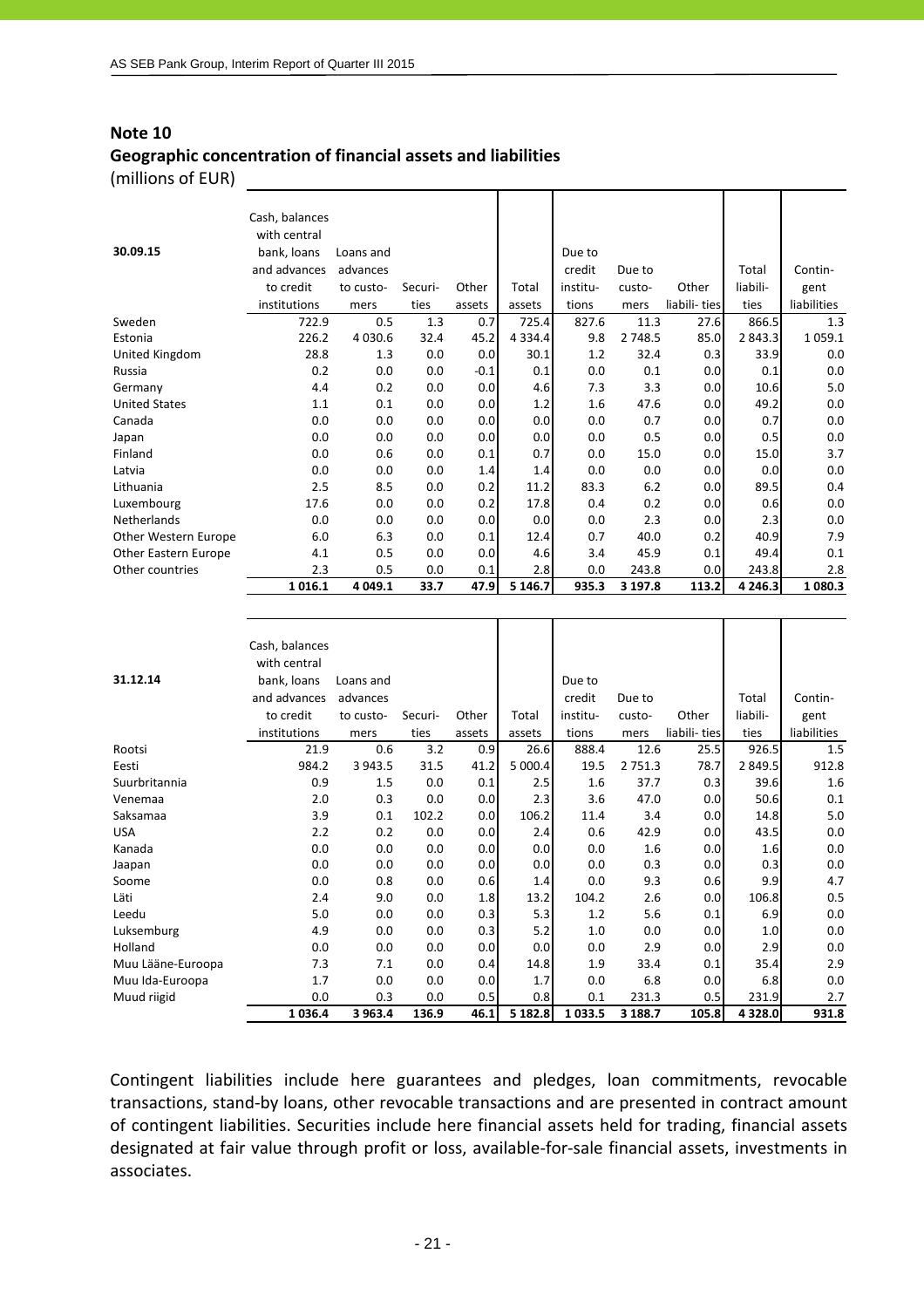## Note 10

## Geographic concentration of financial assets and liabilities

(millions of EUR)

| 30.09.15 | Cash, balances with central bank, loans and advances to credit institutions | Loans and advances to customers | Securities | Other assets | Total assets | Due to credit institutions | Due to customers | Other liabilities | Total liabilities | Contingent liabilities |
|---|---|---|---|---|---|---|---|---|---|---|
| Sweden | 722.9 | 0.5 | 1.3 | 0.7 | 725.4 | 827.6 | 11.3 | 27.6 | 866.5 | 1.3 |
| Estonia | 226.2 | 4 030.6 | 32.4 | 45.2 | 4 334.4 | 9.8 | 2 748.5 | 85.0 | 2 843.3 | 1 059.1 |
| United Kingdom | 28.8 | 1.3 | 0.0 | 0.0 | 30.1 | 1.2 | 32.4 | 0.3 | 33.9 | 0.0 |
| Russia | 0.2 | 0.0 | 0.0 | -0.1 | 0.1 | 0.0 | 0.1 | 0.0 | 0.1 | 0.0 |
| Germany | 4.4 | 0.2 | 0.0 | 0.0 | 4.6 | 7.3 | 3.3 | 0.0 | 10.6 | 5.0 |
| United States | 1.1 | 0.1 | 0.0 | 0.0 | 1.2 | 1.6 | 47.6 | 0.0 | 49.2 | 0.0 |
| Canada | 0.0 | 0.0 | 0.0 | 0.0 | 0.0 | 0.0 | 0.7 | 0.0 | 0.7 | 0.0 |
| Japan | 0.0 | 0.0 | 0.0 | 0.0 | 0.0 | 0.0 | 0.5 | 0.0 | 0.5 | 0.0 |
| Finland | 0.0 | 0.6 | 0.0 | 0.1 | 0.7 | 0.0 | 15.0 | 0.0 | 15.0 | 3.7 |
| Latvia | 0.0 | 0.0 | 0.0 | 1.4 | 1.4 | 0.0 | 0.0 | 0.0 | 0.0 | 0.0 |
| Lithuania | 2.5 | 8.5 | 0.0 | 0.2 | 11.2 | 83.3 | 6.2 | 0.0 | 89.5 | 0.4 |
| Luxembourg | 17.6 | 0.0 | 0.0 | 0.2 | 17.8 | 0.4 | 0.2 | 0.0 | 0.6 | 0.0 |
| Netherlands | 0.0 | 0.0 | 0.0 | 0.0 | 0.0 | 0.0 | 2.3 | 0.0 | 2.3 | 0.0 |
| Other Western Europe | 6.0 | 6.3 | 0.0 | 0.1 | 12.4 | 0.7 | 40.0 | 0.2 | 40.9 | 7.9 |
| Other Eastern Europe | 4.1 | 0.5 | 0.0 | 0.0 | 4.6 | 3.4 | 45.9 | 0.1 | 49.4 | 0.1 |
| Other countries | 2.3 | 0.5 | 0.0 | 0.1 | 2.8 | 0.0 | 243.8 | 0.0 | 243.8 | 2.8 |
| | **1 016.1** | **4 049.1** | **33.7** | **47.9** | **5 146.7** | **935.3** | **3 197.8** | **113.2** | **4 246.3** | **1 080.3** |

| 31.12.14 | Cash, balances with central bank, loans and advances to credit institutions | Loans and advances to customers | Securities | Other assets | Total assets | Due to credit institutions | Due to customers | Other liabilities | Total liabilities | Contingent liabilities |
|---|---|---|---|---|---|---|---|---|---|---|
| Rootsi | 21.9 | 0.6 | 3.2 | 0.9 | 26.6 | 888.4 | 12.6 | 25.5 | 926.5 | 1.5 |
| Eesti | 984.2 | 3 943.5 | 31.5 | 41.2 | 5 000.4 | 19.5 | 2 751.3 | 78.7 | 2 849.5 | 912.8 |
| Suurbritannia | 0.9 | 1.5 | 0.0 | 0.1 | 2.5 | 1.6 | 37.7 | 0.3 | 39.6 | 1.6 |
| Venemaa | 2.0 | 0.3 | 0.0 | 0.0 | 2.3 | 3.6 | 47.0 | 0.0 | 50.6 | 0.1 |
| Saksamaa | 3.9 | 0.1 | 102.2 | 0.0 | 106.2 | 11.4 | 3.4 | 0.0 | 14.8 | 5.0 |
| USA | 2.2 | 0.2 | 0.0 | 0.0 | 2.4 | 0.6 | 42.9 | 0.0 | 43.5 | 0.0 |
| Kanada | 0.0 | 0.0 | 0.0 | 0.0 | 0.0 | 0.0 | 1.6 | 0.0 | 1.6 | 0.0 |
| Jaapan | 0.0 | 0.0 | 0.0 | 0.0 | 0.0 | 0.0 | 0.3 | 0.0 | 0.3 | 0.0 |
| Soome | 0.0 | 0.8 | 0.0 | 0.6 | 1.4 | 0.0 | 9.3 | 0.6 | 9.9 | 4.7 |
| Läti | 2.4 | 9.0 | 0.0 | 1.8 | 13.2 | 104.2 | 2.6 | 0.0 | 106.8 | 0.5 |
| Leedu | 5.0 | 0.0 | 0.0 | 0.3 | 5.3 | 1.2 | 5.6 | 0.1 | 6.9 | 0.0 |
| Luksemburg | 4.9 | 0.0 | 0.0 | 0.3 | 5.2 | 1.0 | 0.0 | 0.0 | 1.0 | 0.0 |
| Holland | 0.0 | 0.0 | 0.0 | 0.0 | 0.0 | 0.0 | 2.9 | 0.0 | 2.9 | 0.0 |
| Muu Lääne-Euroopa | 7.3 | 7.1 | 0.0 | 0.4 | 14.8 | 1.9 | 33.4 | 0.1 | 35.4 | 2.9 |
| Muu Ida-Euroopa | 1.7 | 0.0 | 0.0 | 0.0 | 1.7 | 0.0 | 6.8 | 0.0 | 6.8 | 0.0 |
| Muud riigid | 0.0 | 0.3 | 0.0 | 0.5 | 0.8 | 0.1 | 231.3 | 0.5 | 231.9 | 2.7 |
| | **1 036.4** | **3 963.4** | **136.9** | **46.1** | **5 182.8** | **1 033.5** | **3 188.7** | **105.8** | **4 328.0** | **931.8** |

Contingent liabilities include here guarantees and pledges, loan commitments, revocable transactions, stand-by loans, other revocable transactions and are presented in contract amount of contingent liabilities. Securities include here financial assets held for trading, financial assets designated at fair value through profit or loss, available-for-sale financial assets, investments in associates.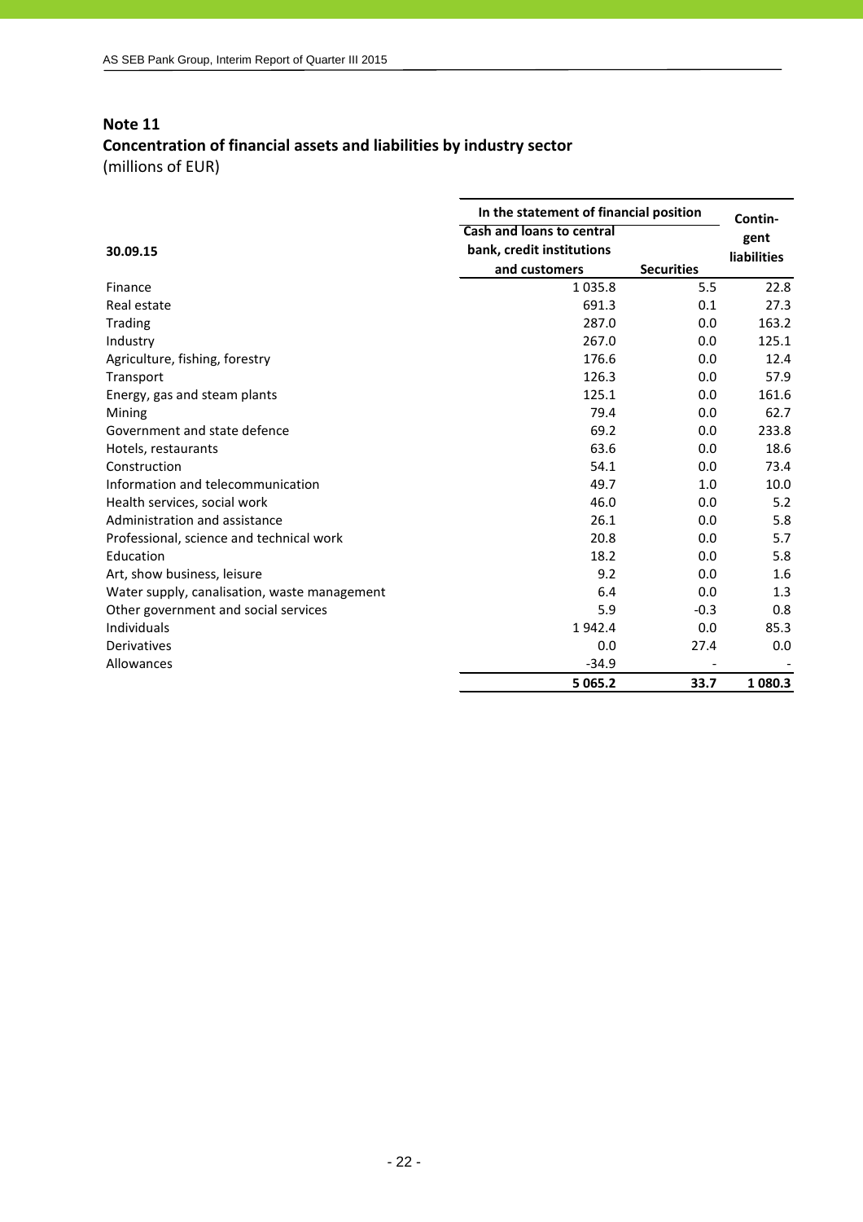## Note 11

## Concentration of financial assets and liabilities by industry sector

(millions of EUR)

| 30.09.15 | In the statement of financial position | | Contin-gent liabilities |
|---|---|---|---|
| | Cash and loans to central bank, credit institutions and customers | Securities | |
| Finance | 1 035.8 | 5.5 | 22.8 |
| Real estate | 691.3 | 0.1 | 27.3 |
| Trading | 287.0 | 0.0 | 163.2 |
| Industry | 267.0 | 0.0 | 125.1 |
| Agriculture, fishing, forestry | 176.6 | 0.0 | 12.4 |
| Transport | 126.3 | 0.0 | 57.9 |
| Energy, gas and steam plants | 125.1 | 0.0 | 161.6 |
| Mining | 79.4 | 0.0 | 62.7 |
| Government and state defence | 69.2 | 0.0 | 233.8 |
| Hotels, restaurants | 63.6 | 0.0 | 18.6 |
| Construction | 54.1 | 0.0 | 73.4 |
| Information and telecommunication | 49.7 | 1.0 | 10.0 |
| Health services, social work | 46.0 | 0.0 | 5.2 |
| Administration and assistance | 26.1 | 0.0 | 5.8 |
| Professional, science and technical work | 20.8 | 0.0 | 5.7 |
| Education | 18.2 | 0.0 | 5.8 |
| Art, show business, leisure | 9.2 | 0.0 | 1.6 |
| Water supply, canalisation, waste management | 6.4 | 0.0 | 1.3 |
| Other government and social services | 5.9 | -0.3 | 0.8 |
| Individuals | 1 942.4 | 0.0 | 85.3 |
| Derivatives | 0.0 | 27.4 | 0.0 |
| Allowances | -34.9 | - | - |
| | **5 065.2** | **33.7** | **1 080.3** |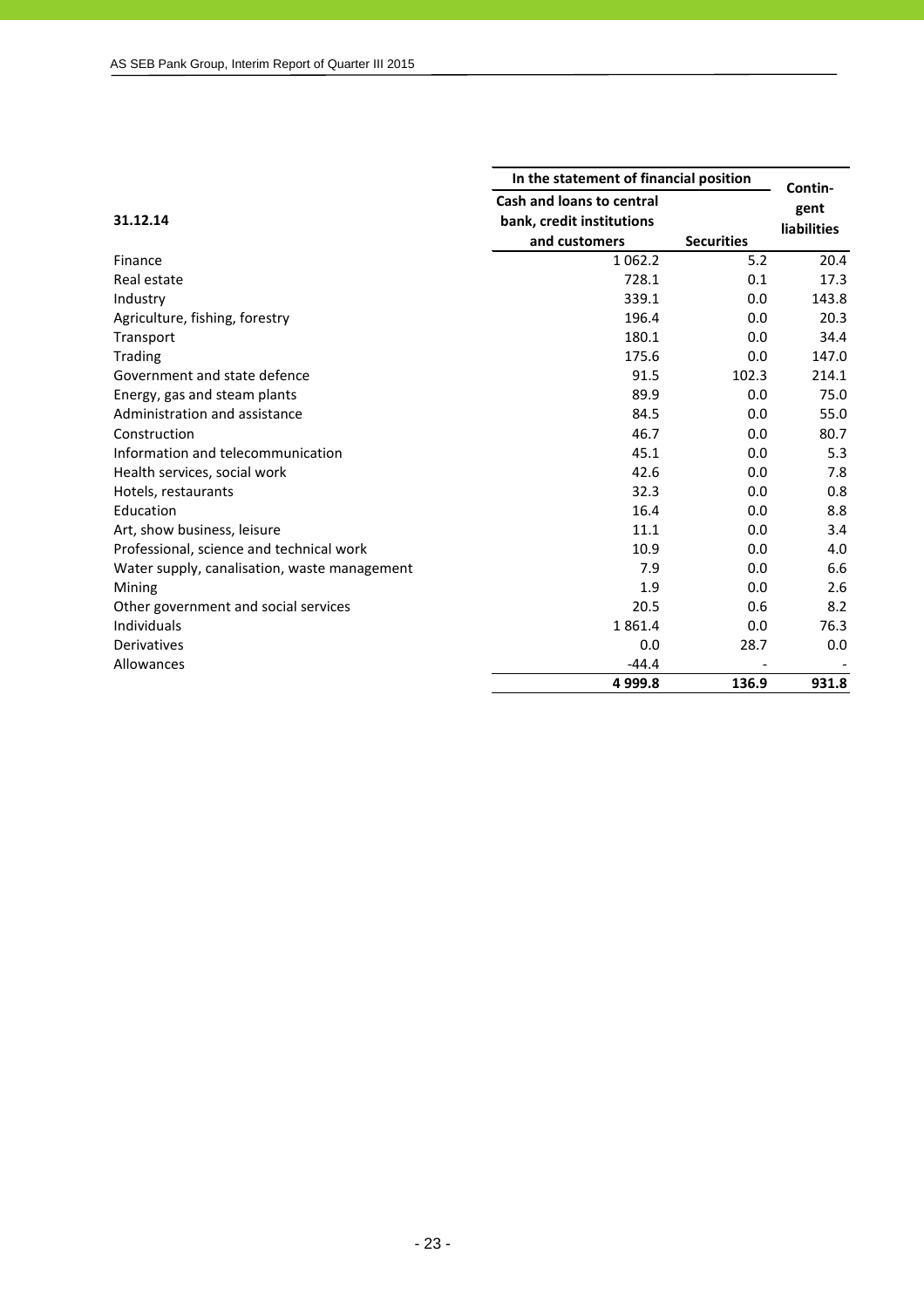| 31.12.14 | In the statement of financial position | | Contin-gent liabilities |
|---|---|---|---|
| | Cash and loans to central bank, credit institutions and customers | Securities | |
| Finance | 1 062.2 | 5.2 | 20.4 |
| Real estate | 728.1 | 0.1 | 17.3 |
| Industry | 339.1 | 0.0 | 143.8 |
| Agriculture, fishing, forestry | 196.4 | 0.0 | 20.3 |
| Transport | 180.1 | 0.0 | 34.4 |
| Trading | 175.6 | 0.0 | 147.0 |
| Government and state defence | 91.5 | 102.3 | 214.1 |
| Energy, gas and steam plants | 89.9 | 0.0 | 75.0 |
| Administration and assistance | 84.5 | 0.0 | 55.0 |
| Construction | 46.7 | 0.0 | 80.7 |
| Information and telecommunication | 45.1 | 0.0 | 5.3 |
| Health services, social work | 42.6 | 0.0 | 7.8 |
| Hotels, restaurants | 32.3 | 0.0 | 0.8 |
| Education | 16.4 | 0.0 | 8.8 |
| Art, show business, leisure | 11.1 | 0.0 | 3.4 |
| Professional, science and technical work | 10.9 | 0.0 | 4.0 |
| Water supply, canalisation, waste management | 7.9 | 0.0 | 6.6 |
| Mining | 1.9 | 0.0 | 2.6 |
| Other government and social services | 20.5 | 0.6 | 8.2 |
| Individuals | 1 861.4 | 0.0 | 76.3 |
| Derivatives | 0.0 | 28.7 | 0.0 |
| Allowances | -44.4 | - | - |
| | **4 999.8** | **136.9** | **931.8** |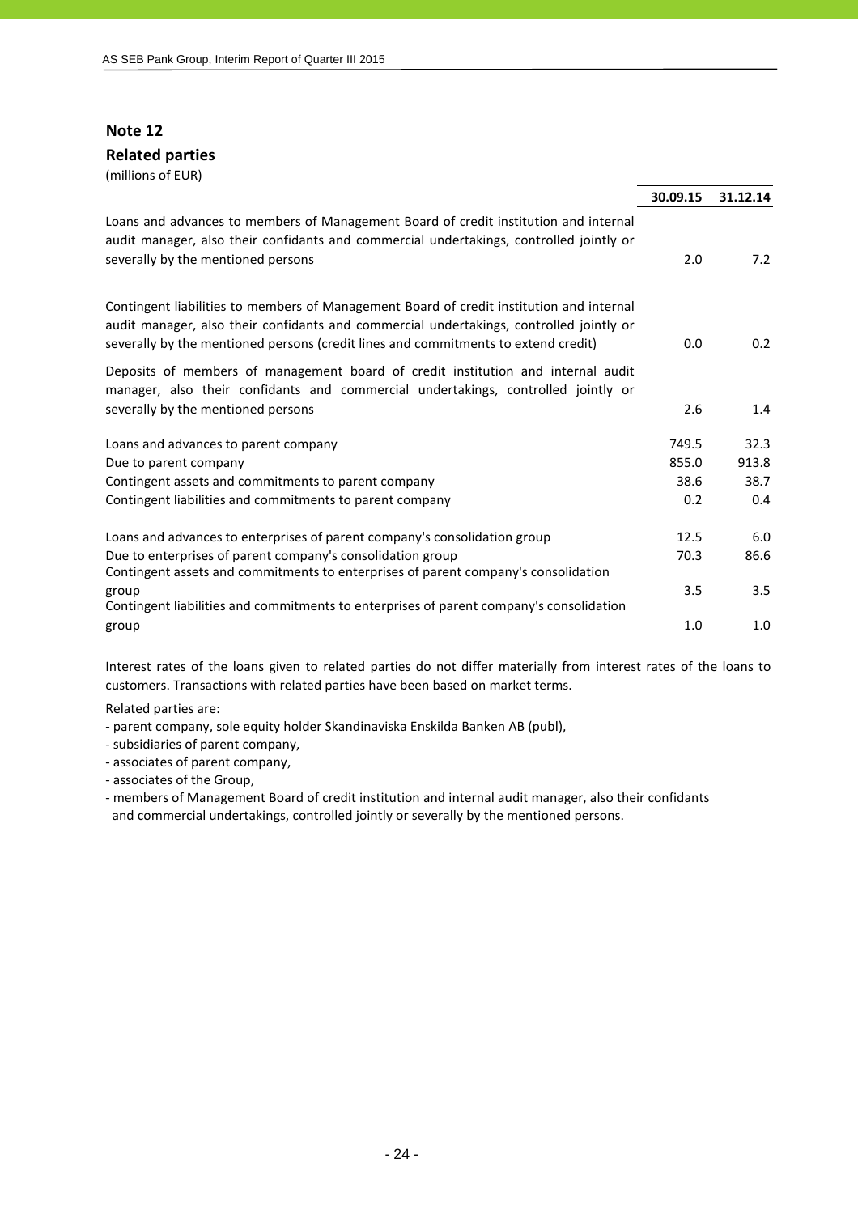## Note 12

### Related parties

(millions of EUR)

| | 30.09.15 | 31.12.14 |
|---|---|---|
| Loans and advances to members of Management Board of credit institution and internal audit manager, also their confidants and commercial undertakings, controlled jointly or severally by the mentioned persons | 2.0 | 7.2 |
| Contingent liabilities to members of Management Board of credit institution and internal audit manager, also their confidants and commercial undertakings, controlled jointly or severally by the mentioned persons (credit lines and commitments to extend credit) | 0.0 | 0.2 |
| Deposits of members of management board of credit institution and internal audit manager, also their confidants and commercial undertakings, controlled jointly or severally by the mentioned persons | 2.6 | 1.4 |
| Loans and advances to parent company | 749.5 | 32.3 |
| Due to parent company | 855.0 | 913.8 |
| Contingent assets and commitments to parent company | 38.6 | 38.7 |
| Contingent liabilities and commitments to parent company | 0.2 | 0.4 |
| Loans and advances to enterprises of parent company's consolidation group | 12.5 | 6.0 |
| Due to enterprises of parent company's consolidation group | 70.3 | 86.6 |
| Contingent assets and commitments to enterprises of parent company's consolidation group | 3.5 | 3.5 |
| Contingent liabilities and commitments to enterprises of parent company's consolidation group | 1.0 | 1.0 |

Interest rates of the loans given to related parties do not differ materially from interest rates of the loans to customers. Transactions with related parties have been based on market terms.

Related parties are:

- parent company, sole equity holder Skandinaviska Enskilda Banken AB (publ),
- subsidiaries of parent company,
- associates of parent company,
- associates of the Group,
- members of Management Board of credit institution and internal audit manager, also their confidants and commercial undertakings, controlled jointly or severally by the mentioned persons.